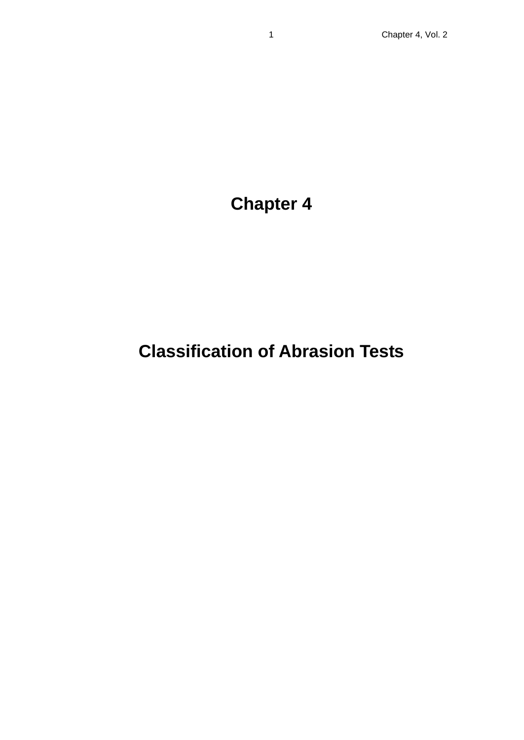# Chapter 4

# Classification of Abrasion Tests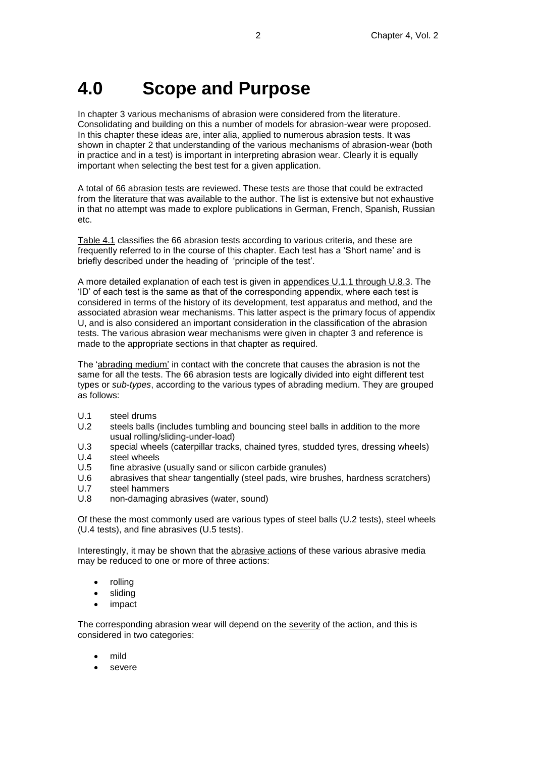# 4.0 Scope and Purpose

In chapter 3 various mechanisms of abrasion were considered from the literature. Consolidating and building on this a number of models for abrasion-wear were proposed. In this chapter these ideas are, inter alia, applied to numerous abrasion tests. It was shown in chapter 2 that understanding of the various mechanisms of abrasion-wear (both in practice and in a test) is important in interpreting abrasion wear. Clearly it is equally important when selecting the best test for a given application.

A total of 66 abrasion tests are reviewed. These tests are those that could be extracted from the literature that was available to the author. The list is extensive but not exhaustive in that no attempt was made to explore publications in German, French, Spanish, Russian etc.

Table 4.1 classifies the 66 abrasion tests according to various criteria, and these are frequently referred to in the course of this chapter. Each test has a 'Short name' and is briefly described under the heading of 'principle of the test'.

A more detailed explanation of each test is given in appendices U.1.1 through U.8.3. The 'ID' of each test is the same as that of the corresponding appendix, where each test is considered in terms of the history of its development, test apparatus and method, and the associated abrasion wear mechanisms. This latter aspect is the primary focus of appendix U, and is also considered an important consideration in the classification of the abrasion tests. The various abrasion wear mechanisms were given in chapter 3 and reference is made to the appropriate sections in that chapter as required.

The 'abrading medium' in contact with the concrete that causes the abrasion is not the same for all the tests. The 66 abrasion tests are logically divided into eight different test types or *sub-types*, according to the various types of abrading medium. They are grouped as follows:

- U.1 steel drums
- U.2 steels balls (includes tumbling and bouncing steel balls in addition to the more usual rolling/sliding-under-load)
- U.3 special wheels (caterpillar tracks, chained tyres, studded tyres, dressing wheels)
- U.4 steel wheels
- U.5 fine abrasive (usually sand or silicon carbide granules)
- U.6 abrasives that shear tangentially (steel pads, wire brushes, hardness scratchers)
- U.7 steel hammers
- U.8 non-damaging abrasives (water, sound)

Of these the most commonly used are various types of steel balls (U.2 tests), steel wheels (U.4 tests), and fine abrasives (U.5 tests).

Interestingly, it may be shown that the abrasive actions of these various abrasive media may be reduced to one or more of three actions:

- rolling
- sliding
- impact

The corresponding abrasion wear will depend on the severity of the action, and this is considered in two categories:

- mild
- severe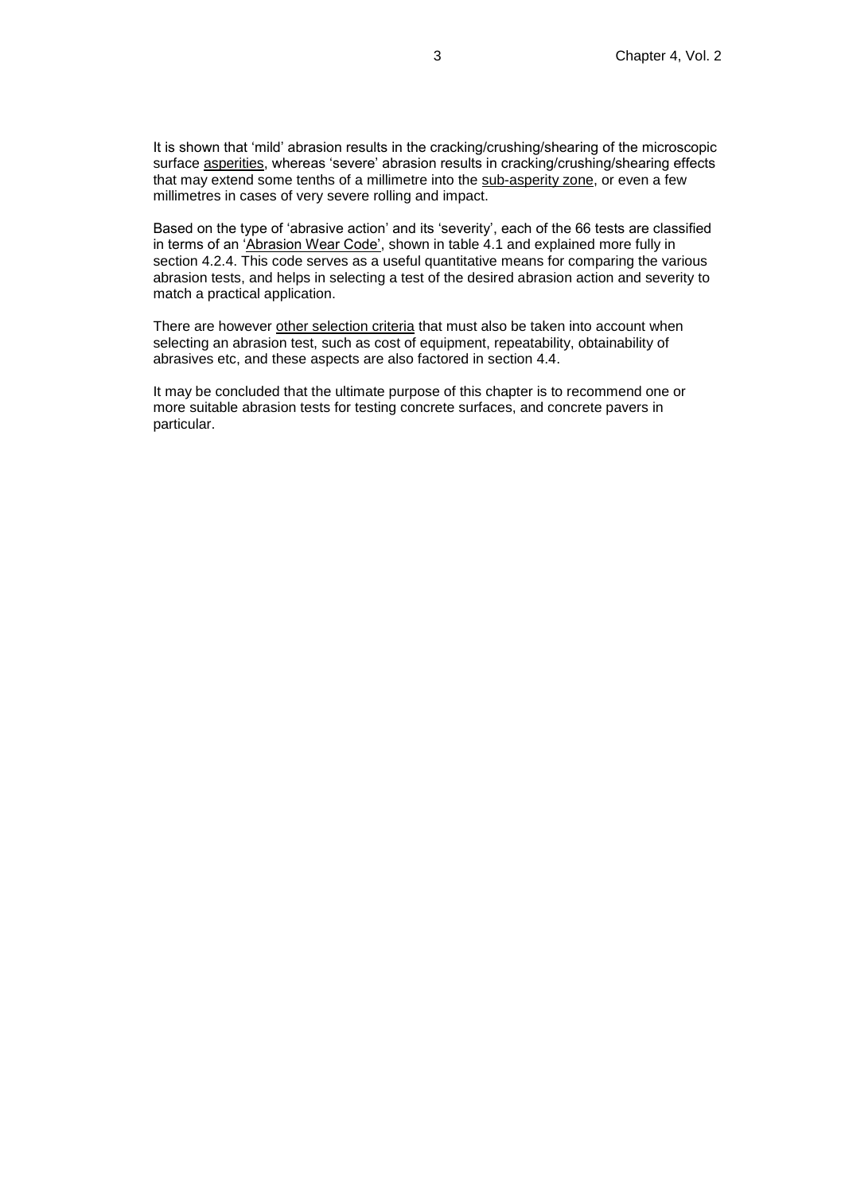It is shown that 'mild' abrasion results in the cracking/crushing/shearing of the microscopic surface asperities, whereas 'severe' abrasion results in cracking/crushing/shearing effects that may extend some tenths of a millimetre into the sub-asperity zone, or even a few millimetres in cases of very severe rolling and impact.

Based on the type of 'abrasive action' and its 'severity', each of the 66 tests are classified in terms of an 'Abrasion Wear Code', shown in table 4.1 and explained more fully in section 4.2.4. This code serves as a useful quantitative means for comparing the various abrasion tests, and helps in selecting a test of the desired abrasion action and severity to match a practical application.

There are however other selection criteria that must also be taken into account when selecting an abrasion test, such as cost of equipment, repeatability, obtainability of abrasives etc, and these aspects are also factored in section 4.4.

It may be concluded that the ultimate purpose of this chapter is to recommend one or more suitable abrasion tests for testing concrete surfaces, and concrete pavers in particular.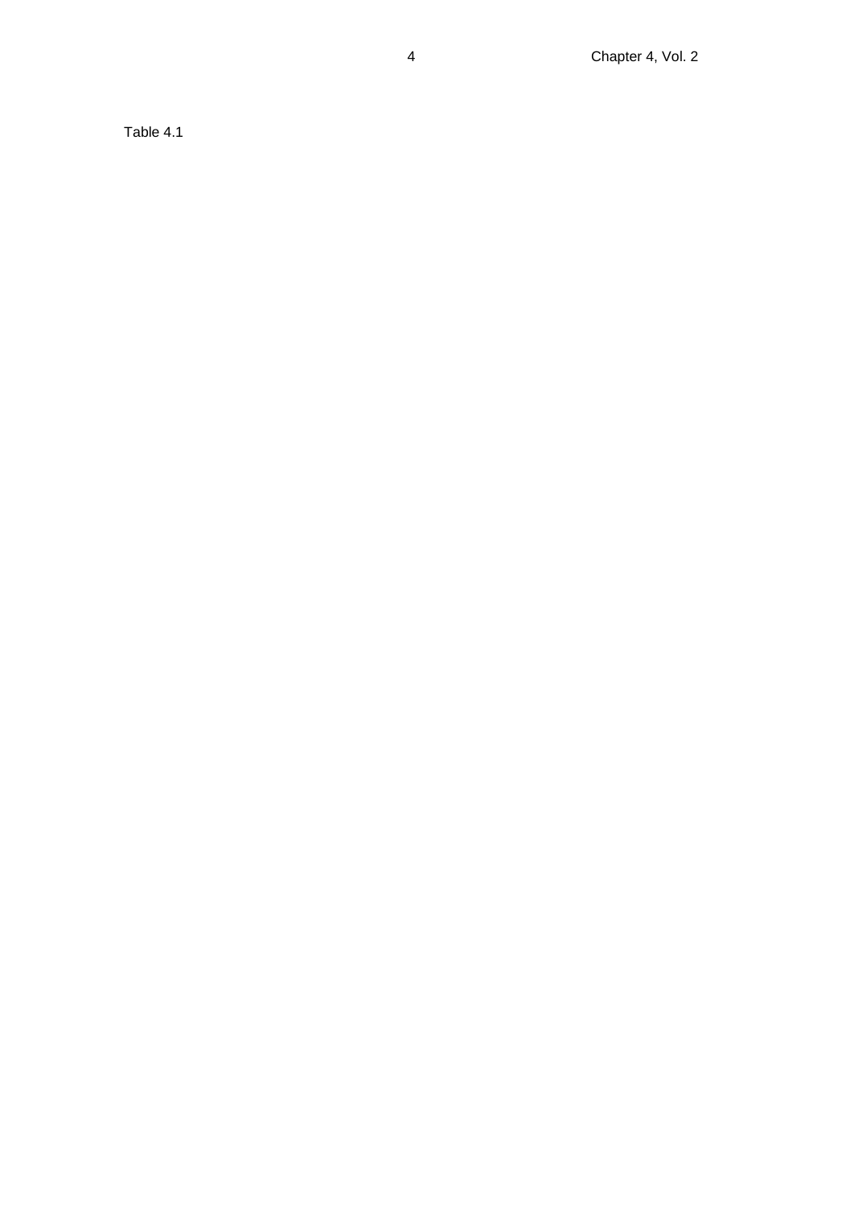Table 4.1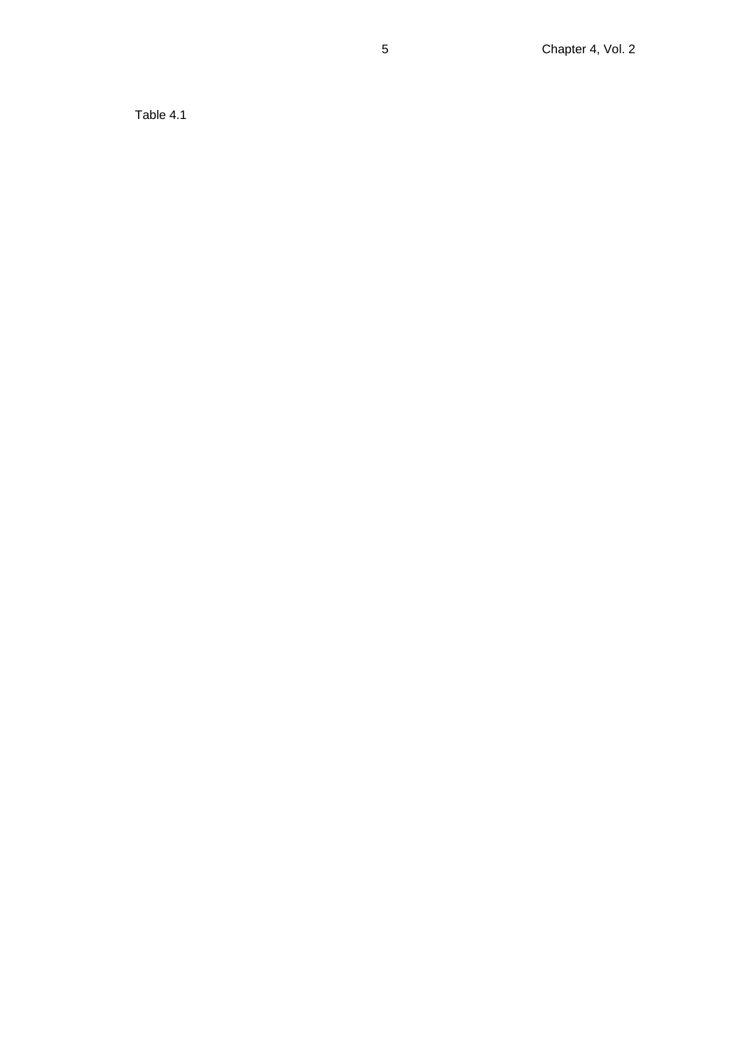Table 4.1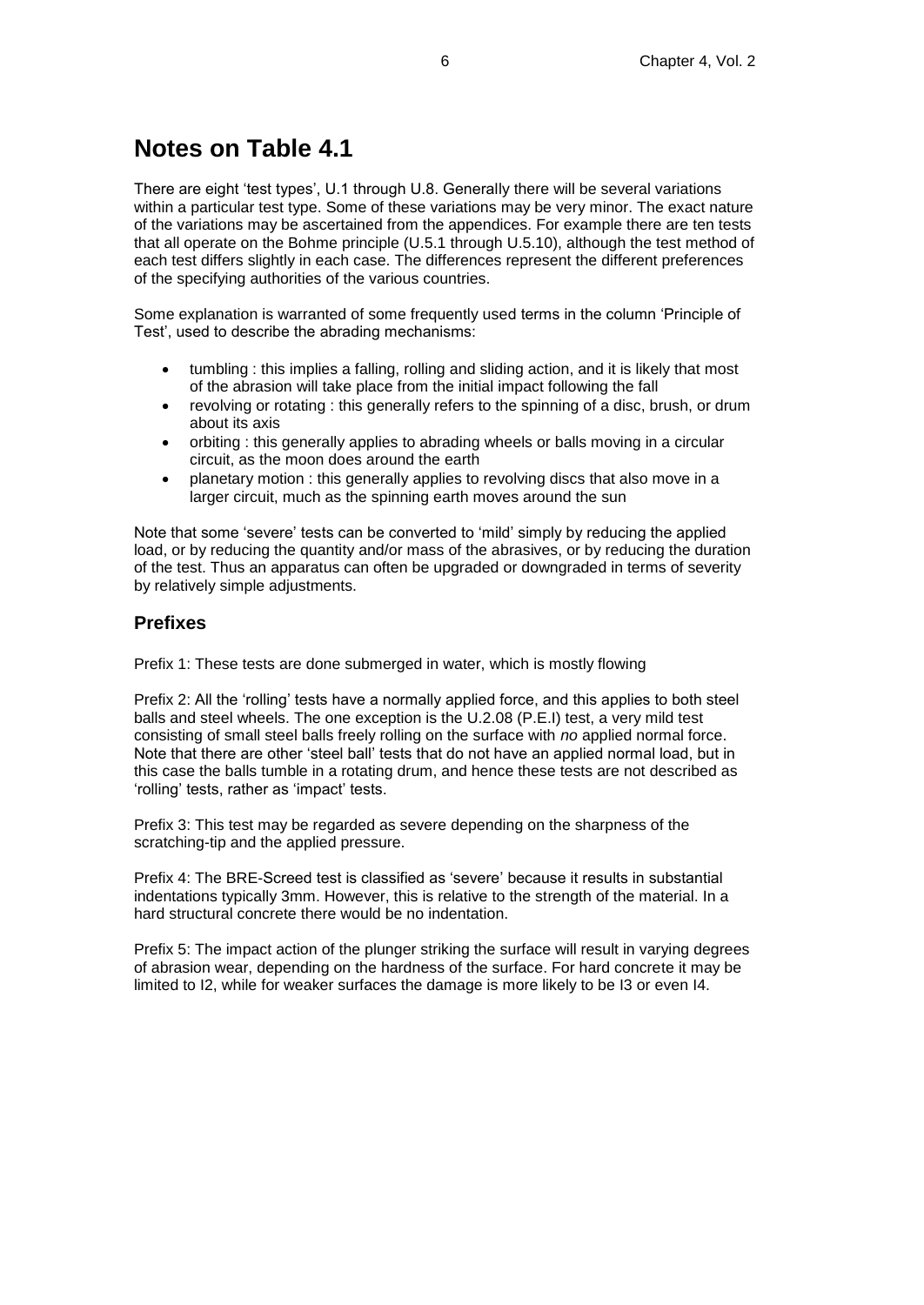# Notes on Table 4.1

There are eight 'test types', U.1 through U.8. Generally there will be several variations within a particular test type. Some of these variations may be very minor. The exact nature of the variations may be ascertained from the appendices. For example there are ten tests that all operate on the Bohme principle (U.5.1 through U.5.10), although the test method of each test differs slightly in each case. The differences represent the different preferences of the specifying authorities of the various countries.

Some explanation is warranted of some frequently used terms in the column 'Principle of Test', used to describe the abrading mechanisms:

- tumbling : this implies a falling, rolling and sliding action, and it is likely that most of the abrasion will take place from the initial impact following the fall
- revolving or rotating : this generally refers to the spinning of a disc, brush, or drum about its axis
- orbiting : this generally applies to abrading wheels or balls moving in a circular circuit, as the moon does around the earth
- planetary motion : this generally applies to revolving discs that also move in a larger circuit, much as the spinning earth moves around the sun

Note that some 'severe' tests can be converted to 'mild' simply by reducing the applied load, or by reducing the quantity and/or mass of the abrasives, or by reducing the duration of the test. Thus an apparatus can often be upgraded or downgraded in terms of severity by relatively simple adjustments.

## Prefixes

Prefix 1: These tests are done submerged in water, which is mostly flowing

Prefix 2: All the 'rolling' tests have a normally applied force, and this applies to both steel balls and steel wheels. The one exception is the U.2.08 (P.E.I) test, a very mild test consisting of small steel balls freely rolling on the surface with *no* applied normal force. Note that there are other 'steel ball' tests that do not have an applied normal load, but in this case the balls tumble in a rotating drum, and hence these tests are not described as 'rolling' tests, rather as 'impact' tests.

Prefix 3: This test may be regarded as severe depending on the sharpness of the scratching-tip and the applied pressure.

Prefix 4: The BRE-Screed test is classified as 'severe' because it results in substantial indentations typically 3mm. However, this is relative to the strength of the material. In a hard structural concrete there would be no indentation.

Prefix 5: The impact action of the plunger striking the surface will result in varying degrees of abrasion wear, depending on the hardness of the surface. For hard concrete it may be limited to I2, while for weaker surfaces the damage is more likely to be I3 or even I4.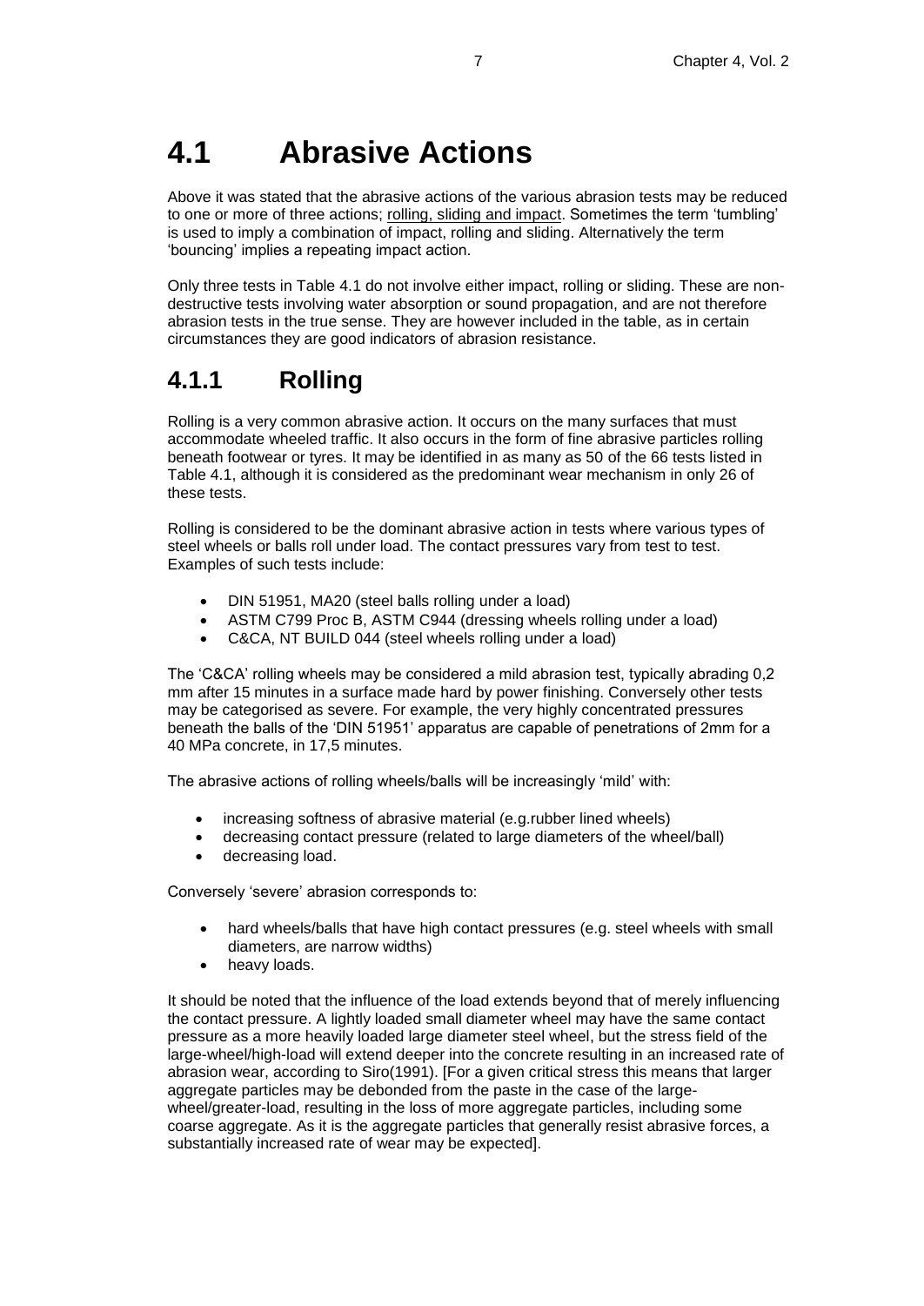# 4.1 Abrasive Actions

Above it was stated that the abrasive actions of the various abrasion tests may be reduced to one or more of three actions; rolling, sliding and impact. Sometimes the term 'tumbling' is used to imply a combination of impact, rolling and sliding. Alternatively the term 'bouncing' implies a repeating impact action.

Only three tests in Table 4.1 do not involve either impact, rolling or sliding. These are non-destructive tests involving water absorption or sound propagation, and are not therefore abrasion tests in the true sense. They are however included in the table, as in certain circumstances they are good indicators of abrasion resistance.

## 4.1.1 Rolling

Rolling is a very common abrasive action. It occurs on the many surfaces that must accommodate wheeled traffic. It also occurs in the form of fine abrasive particles rolling beneath footwear or tyres. It may be identified in as many as 50 of the 66 tests listed in Table 4.1, although it is considered as the predominant wear mechanism in only 26 of these tests.

Rolling is considered to be the dominant abrasive action in tests where various types of steel wheels or balls roll under load. The contact pressures vary from test to test. Examples of such tests include:

- DIN 51951, MA20 (steel balls rolling under a load)
- ASTM C799 Proc B, ASTM C944 (dressing wheels rolling under a load)
- C&CA, NT BUILD 044 (steel wheels rolling under a load)

The 'C&CA' rolling wheels may be considered a mild abrasion test, typically abrading 0,2 mm after 15 minutes in a surface made hard by power finishing. Conversely other tests may be categorised as severe. For example, the very highly concentrated pressures beneath the balls of the 'DIN 51951' apparatus are capable of penetrations of 2mm for a 40 MPa concrete, in 17,5 minutes.

The abrasive actions of rolling wheels/balls will be increasingly 'mild' with:

- increasing softness of abrasive material (e.g.rubber lined wheels)
- decreasing contact pressure (related to large diameters of the wheel/ball)
- decreasing load.

Conversely 'severe' abrasion corresponds to:

- hard wheels/balls that have high contact pressures (e.g. steel wheels with small diameters, are narrow widths)
- heavy loads.

It should be noted that the influence of the load extends beyond that of merely influencing the contact pressure. A lightly loaded small diameter wheel may have the same contact pressure as a more heavily loaded large diameter steel wheel, but the stress field of the large-wheel/high-load will extend deeper into the concrete resulting in an increased rate of abrasion wear, according to Siro(1991). [For a given critical stress this means that larger aggregate particles may be debonded from the paste in the case of the large-wheel/greater-load, resulting in the loss of more aggregate particles, including some coarse aggregate. As it is the aggregate particles that generally resist abrasive forces, a substantially increased rate of wear may be expected].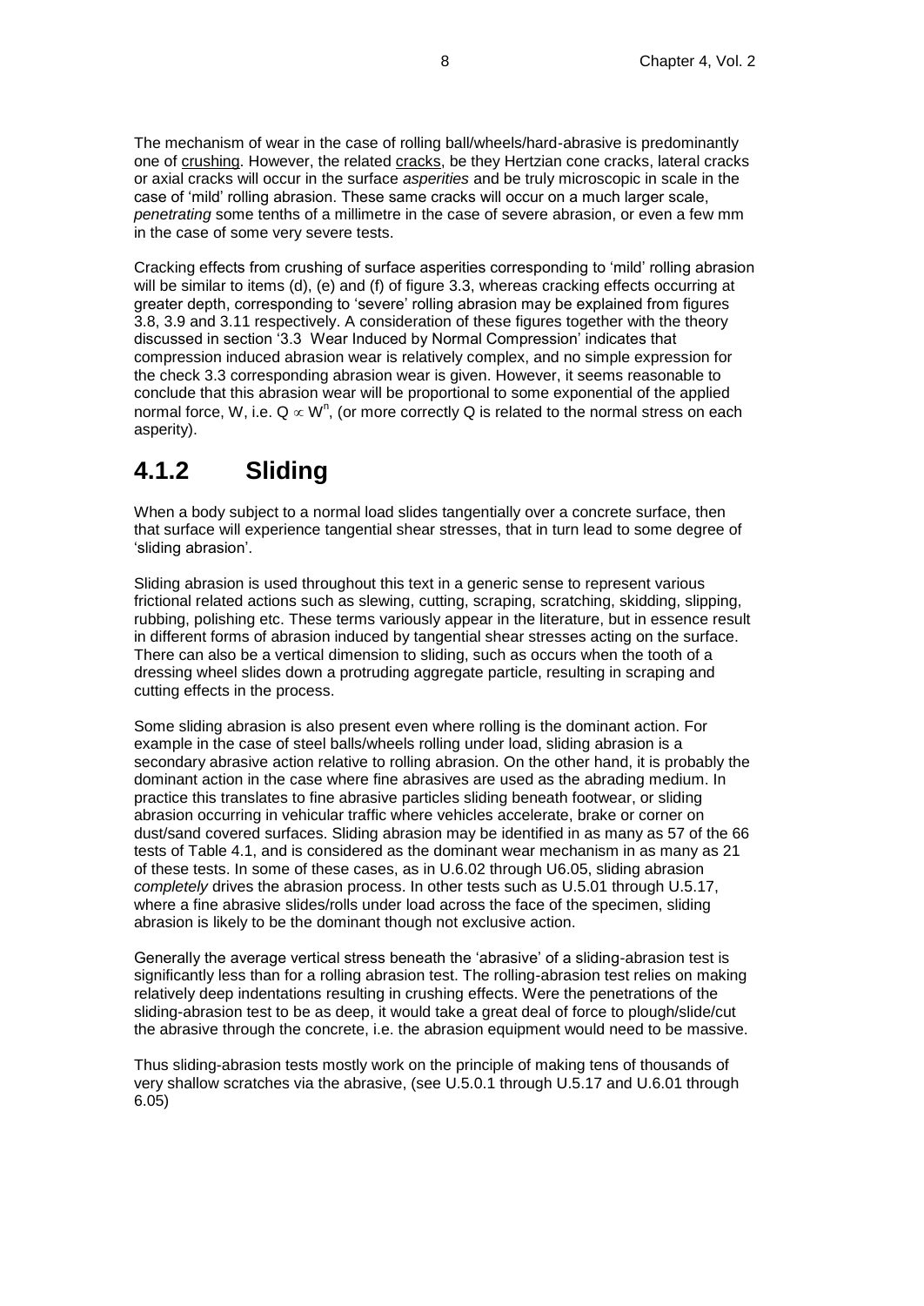The mechanism of wear in the case of rolling ball/wheels/hard-abrasive is predominantly one of crushing. However, the related cracks, be they Hertzian cone cracks, lateral cracks or axial cracks will occur in the surface *asperities* and be truly microscopic in scale in the case of 'mild' rolling abrasion. These same cracks will occur on a much larger scale, *penetrating* some tenths of a millimetre in the case of severe abrasion, or even a few mm in the case of some very severe tests.

Cracking effects from crushing of surface asperities corresponding to 'mild' rolling abrasion will be similar to items (d), (e) and (f) of figure 3.3, whereas cracking effects occurring at greater depth, corresponding to 'severe' rolling abrasion may be explained from figures 3.8, 3.9 and 3.11 respectively. A consideration of these figures together with the theory discussed in section '3.3 Wear Induced by Normal Compression' indicates that compression induced abrasion wear is relatively complex, and no simple expression for the check 3.3 corresponding abrasion wear is given. However, it seems reasonable to conclude that this abrasion wear will be proportional to some exponential of the applied normal force, W, i.e. $Q \propto W^n$, (or more correctly Q is related to the normal stress on each asperity).

## 4.1.2 Sliding

When a body subject to a normal load slides tangentially over a concrete surface, then that surface will experience tangential shear stresses, that in turn lead to some degree of 'sliding abrasion'.

Sliding abrasion is used throughout this text in a generic sense to represent various frictional related actions such as slewing, cutting, scraping, scratching, skidding, slipping, rubbing, polishing etc. These terms variously appear in the literature, but in essence result in different forms of abrasion induced by tangential shear stresses acting on the surface. There can also be a vertical dimension to sliding, such as occurs when the tooth of a dressing wheel slides down a protruding aggregate particle, resulting in scraping and cutting effects in the process.

Some sliding abrasion is also present even where rolling is the dominant action. For example in the case of steel balls/wheels rolling under load, sliding abrasion is a secondary abrasive action relative to rolling abrasion. On the other hand, it is probably the dominant action in the case where fine abrasives are used as the abrading medium. In practice this translates to fine abrasive particles sliding beneath footwear, or sliding abrasion occurring in vehicular traffic where vehicles accelerate, brake or corner on dust/sand covered surfaces. Sliding abrasion may be identified in as many as 57 of the 66 tests of Table 4.1, and is considered as the dominant wear mechanism in as many as 21 of these tests. In some of these cases, as in U.6.02 through U6.05, sliding abrasion *completely* drives the abrasion process. In other tests such as U.5.01 through U.5.17, where a fine abrasive slides/rolls under load across the face of the specimen, sliding abrasion is likely to be the dominant though not exclusive action.

Generally the average vertical stress beneath the 'abrasive' of a sliding-abrasion test is significantly less than for a rolling abrasion test. The rolling-abrasion test relies on making relatively deep indentations resulting in crushing effects. Were the penetrations of the sliding-abrasion test to be as deep, it would take a great deal of force to plough/slide/cut the abrasive through the concrete, i.e. the abrasion equipment would need to be massive.

Thus sliding-abrasion tests mostly work on the principle of making tens of thousands of very shallow scratches via the abrasive, (see U.5.0.1 through U.5.17 and U.6.01 through 6.05)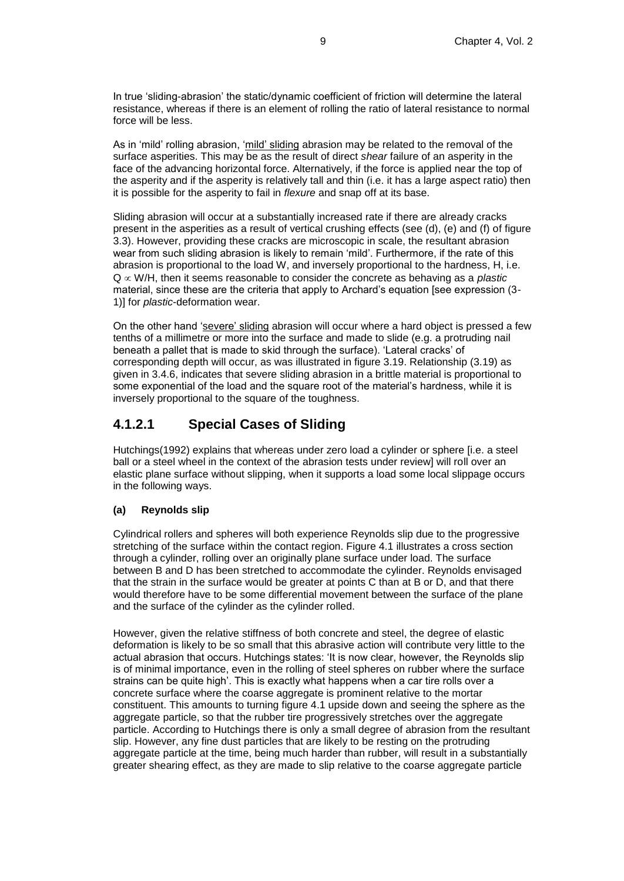In true 'sliding-abrasion' the static/dynamic coefficient of friction will determine the lateral resistance, whereas if there is an element of rolling the ratio of lateral resistance to normal force will be less.

As in 'mild' rolling abrasion, 'mild' sliding abrasion may be related to the removal of the surface asperities. This may be as the result of direct *shear* failure of an asperity in the face of the advancing horizontal force. Alternatively, if the force is applied near the top of the asperity and if the asperity is relatively tall and thin (i.e. it has a large aspect ratio) then it is possible for the asperity to fail in *flexure* and snap off at its base.

Sliding abrasion will occur at a substantially increased rate if there are already cracks present in the asperities as a result of vertical crushing effects (see (d), (e) and (f) of figure 3.3). However, providing these cracks are microscopic in scale, the resultant abrasion wear from such sliding abrasion is likely to remain 'mild'. Furthermore, if the rate of this abrasion is proportional to the load W, and inversely proportional to the hardness, H, i.e. $Q \propto W/H$, then it seems reasonable to consider the concrete as behaving as a *plastic* material, since these are the criteria that apply to Archard's equation [see expression (3-1)] for *plastic*-deformation wear.

On the other hand 'severe' sliding abrasion will occur where a hard object is pressed a few tenths of a millimetre or more into the surface and made to slide (e.g. a protruding nail beneath a pallet that is made to skid through the surface). 'Lateral cracks' of corresponding depth will occur, as was illustrated in figure 3.19. Relationship (3.19) as given in 3.4.6, indicates that severe sliding abrasion in a brittle material is proportional to some exponential of the load and the square root of the material's hardness, while it is inversely proportional to the square of the toughness.

## 4.1.2.1 Special Cases of Sliding

Hutchings(1992) explains that whereas under zero load a cylinder or sphere [i.e. a steel ball or a steel wheel in the context of the abrasion tests under review] will roll over an elastic plane surface without slipping, when it supports a load some local slippage occurs in the following ways.

**(a) Reynolds slip**

Cylindrical rollers and spheres will both experience Reynolds slip due to the progressive stretching of the surface within the contact region. Figure 4.1 illustrates a cross section through a cylinder, rolling over an originally plane surface under load. The surface between B and D has been stretched to accommodate the cylinder. Reynolds envisaged that the strain in the surface would be greater at points C than at B or D, and that there would therefore have to be some differential movement between the surface of the plane and the surface of the cylinder as the cylinder rolled.

However, given the relative stiffness of both concrete and steel, the degree of elastic deformation is likely to be so small that this abrasive action will contribute very little to the actual abrasion that occurs. Hutchings states: 'It is now clear, however, the Reynolds slip is of minimal importance, even in the rolling of steel spheres on rubber where the surface strains can be quite high'. This is exactly what happens when a car tire rolls over a concrete surface where the coarse aggregate is prominent relative to the mortar constituent. This amounts to turning figure 4.1 upside down and seeing the sphere as the aggregate particle, so that the rubber tire progressively stretches over the aggregate particle. According to Hutchings there is only a small degree of abrasion from the resultant slip. However, any fine dust particles that are likely to be resting on the protruding aggregate particle at the time, being much harder than rubber, will result in a substantially greater shearing effect, as they are made to slip relative to the coarse aggregate particle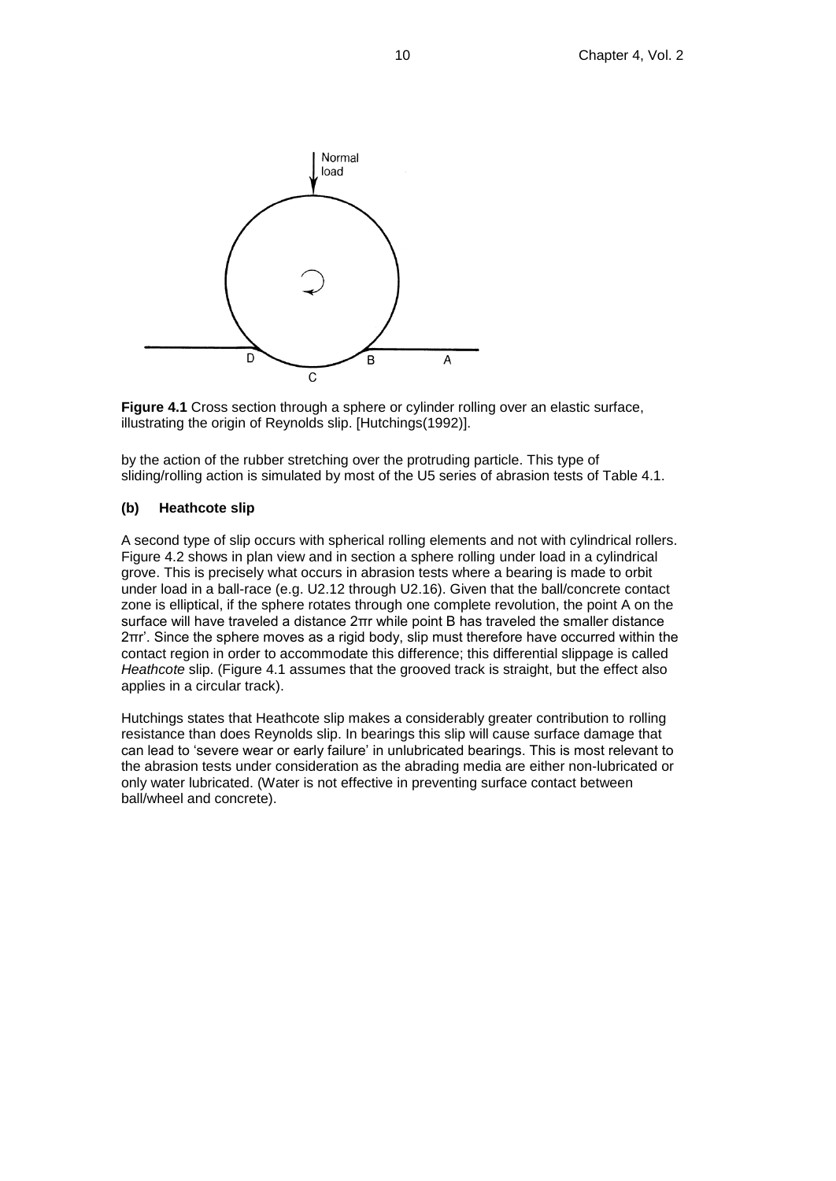**Figure 4.1** Cross section through a sphere or cylinder rolling over an elastic surface, illustrating the origin of Reynolds slip. [Hutchings(1992)].

by the action of the rubber stretching over the protruding particle. This type of sliding/rolling action is simulated by most of the U5 series of abrasion tests of Table 4.1.

### (b) Heathcote slip

A second type of slip occurs with spherical rolling elements and not with cylindrical rollers. Figure 4.2 shows in plan view and in section a sphere rolling under load in a cylindrical grove. This is precisely what occurs in abrasion tests where a bearing is made to orbit under load in a ball-race (e.g. U2.12 through U2.16). Given that the ball/concrete contact zone is elliptical, if the sphere rotates through one complete revolution, the point A on the surface will have traveled a distance $2\pi r$ while point B has traveled the smaller distance $2\pi r'$. Since the sphere moves as a rigid body, slip must therefore have occurred within the contact region in order to accommodate this difference; this differential slippage is called *Heathcote* slip. (Figure 4.1 assumes that the grooved track is straight, but the effect also applies in a circular track).

Hutchings states that Heathcote slip makes a considerably greater contribution to rolling resistance than does Reynolds slip. In bearings this slip will cause surface damage that can lead to 'severe wear or early failure' in unlubricated bearings. This is most relevant to the abrasion tests under consideration as the abrading media are either non-lubricated or only water lubricated. (Water is not effective in preventing surface contact between ball/wheel and concrete).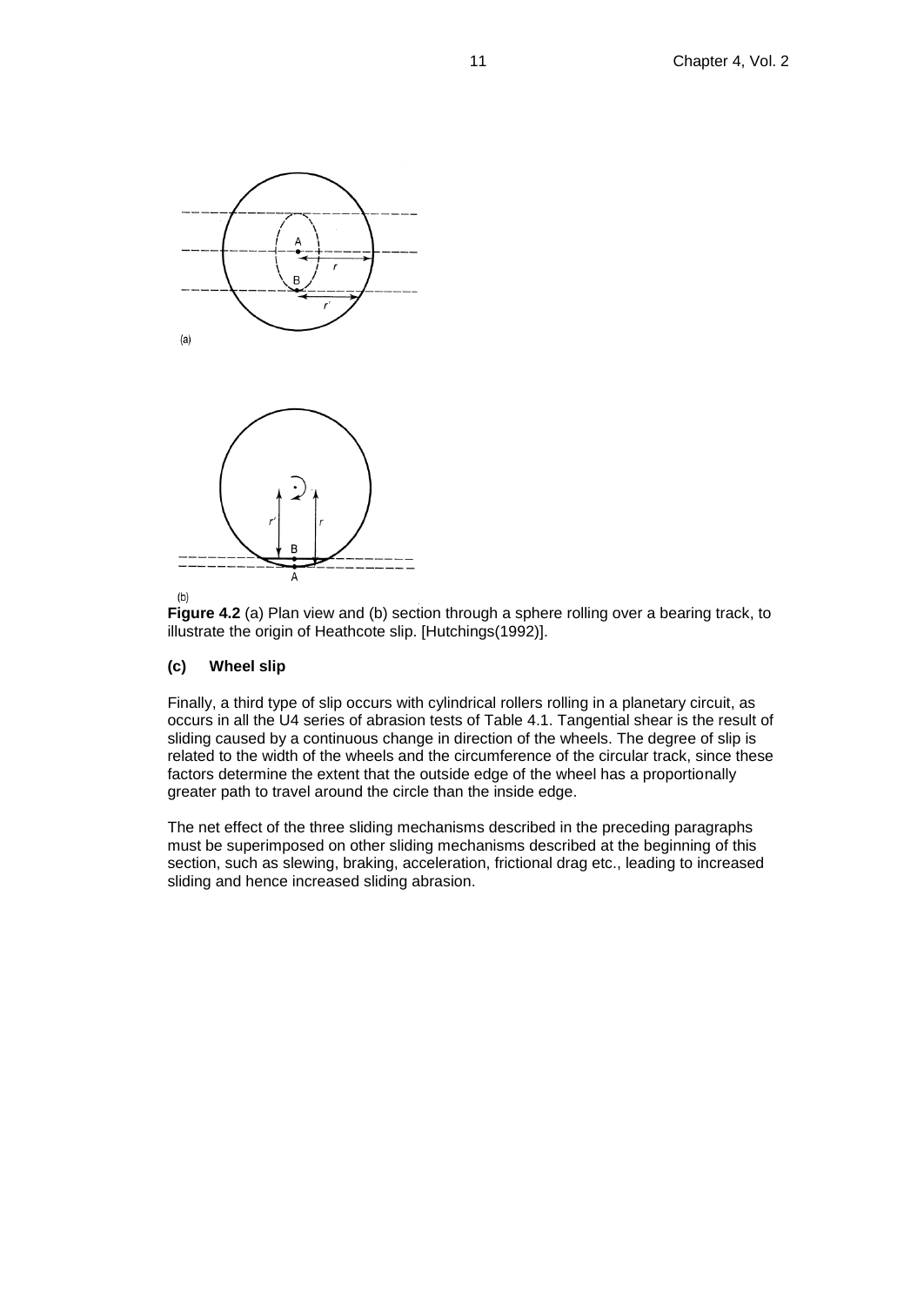**Figure 4.2** (a) Plan view and (b) section through a sphere rolling over a bearing track, to illustrate the origin of Heathcote slip. [Hutchings(1992)].

### (c) Wheel slip

Finally, a third type of slip occurs with cylindrical rollers rolling in a planetary circuit, as occurs in all the U4 series of abrasion tests of Table 4.1. Tangential shear is the result of sliding caused by a continuous change in direction of the wheels. The degree of slip is related to the width of the wheels and the circumference of the circular track, since these factors determine the extent that the outside edge of the wheel has a proportionally greater path to travel around the circle than the inside edge.

The net effect of the three sliding mechanisms described in the preceding paragraphs must be superimposed on other sliding mechanisms described at the beginning of this section, such as slewing, braking, acceleration, frictional drag etc., leading to increased sliding and hence increased sliding abrasion.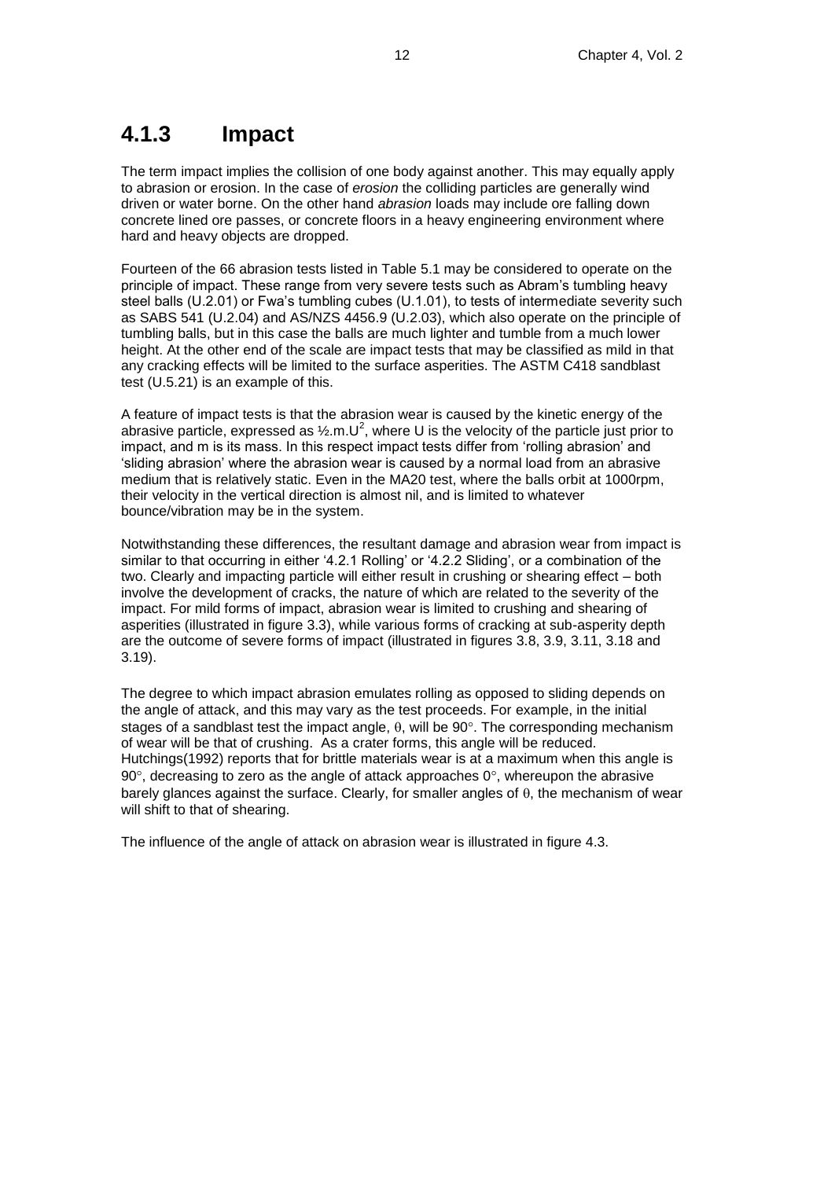## 4.1.3 Impact

The term impact implies the collision of one body against another. This may equally apply to abrasion or erosion. In the case of *erosion* the colliding particles are generally wind driven or water borne. On the other hand *abrasion* loads may include ore falling down concrete lined ore passes, or concrete floors in a heavy engineering environment where hard and heavy objects are dropped.

Fourteen of the 66 abrasion tests listed in Table 5.1 may be considered to operate on the principle of impact. These range from very severe tests such as Abram's tumbling heavy steel balls (U.2.01) or Fwa's tumbling cubes (U.1.01), to tests of intermediate severity such as SABS 541 (U.2.04) and AS/NZS 4456.9 (U.2.03), which also operate on the principle of tumbling balls, but in this case the balls are much lighter and tumble from a much lower height. At the other end of the scale are impact tests that may be classified as mild in that any cracking effects will be limited to the surface asperities. The ASTM C418 sandblast test (U.5.21) is an example of this.

A feature of impact tests is that the abrasion wear is caused by the kinetic energy of the abrasive particle, expressed as $\frac{1}{2}.m.U^2$, where U is the velocity of the particle just prior to impact, and m is its mass. In this respect impact tests differ from 'rolling abrasion' and 'sliding abrasion' where the abrasion wear is caused by a normal load from an abrasive medium that is relatively static. Even in the MA20 test, where the balls orbit at 1000rpm, their velocity in the vertical direction is almost nil, and is limited to whatever bounce/vibration may be in the system.

Notwithstanding these differences, the resultant damage and abrasion wear from impact is similar to that occurring in either '4.2.1 Rolling' or '4.2.2 Sliding', or a combination of the two. Clearly and impacting particle will either result in crushing or shearing effect – both involve the development of cracks, the nature of which are related to the severity of the impact. For mild forms of impact, abrasion wear is limited to crushing and shearing of asperities (illustrated in figure 3.3), while various forms of cracking at sub-asperity depth are the outcome of severe forms of impact (illustrated in figures 3.8, 3.9, 3.11, 3.18 and 3.19).

The degree to which impact abrasion emulates rolling as opposed to sliding depends on the angle of attack, and this may vary as the test proceeds. For example, in the initial stages of a sandblast test the impact angle, $\theta$, will be $90^\circ$. The corresponding mechanism of wear will be that of crushing. As a crater forms, this angle will be reduced. Hutchings(1992) reports that for brittle materials wear is at a maximum when this angle is $90^\circ$, decreasing to zero as the angle of attack approaches $0^\circ$, whereupon the abrasive barely glances against the surface. Clearly, for smaller angles of $\theta$, the mechanism of wear will shift to that of shearing.

The influence of the angle of attack on abrasion wear is illustrated in figure 4.3.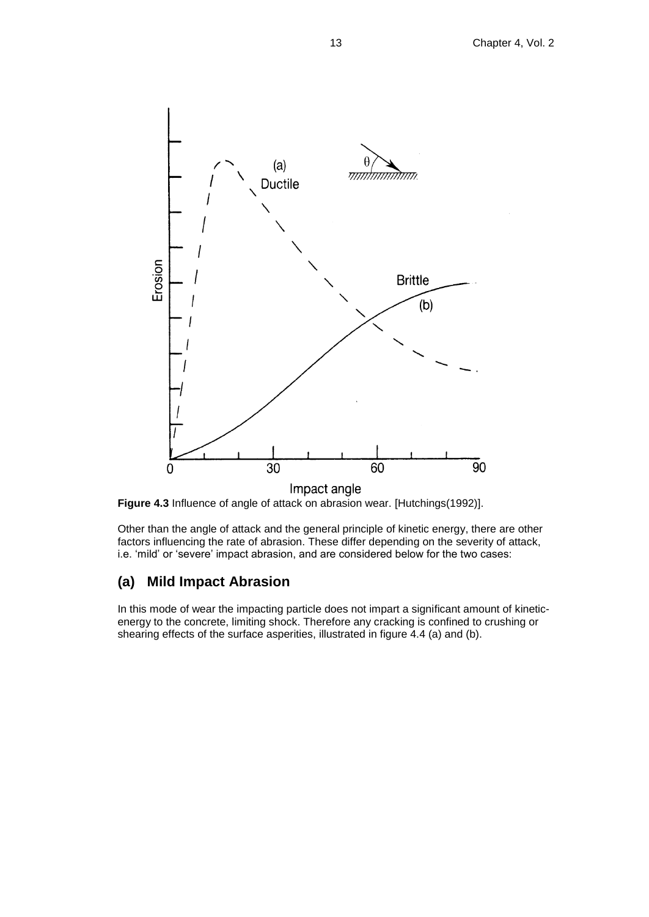**Figure 4.3** Influence of angle of attack on abrasion wear. [Hutchings(1992)].

Other than the angle of attack and the general principle of kinetic energy, there are other factors influencing the rate of abrasion. These differ depending on the severity of attack, i.e. 'mild' or 'severe' impact abrasion, and are considered below for the two cases:

## (a) Mild Impact Abrasion

In this mode of wear the impacting particle does not impart a significant amount of kinetic-energy to the concrete, limiting shock. Therefore any cracking is confined to crushing or shearing effects of the surface asperities, illustrated in figure 4.4 (a) and (b).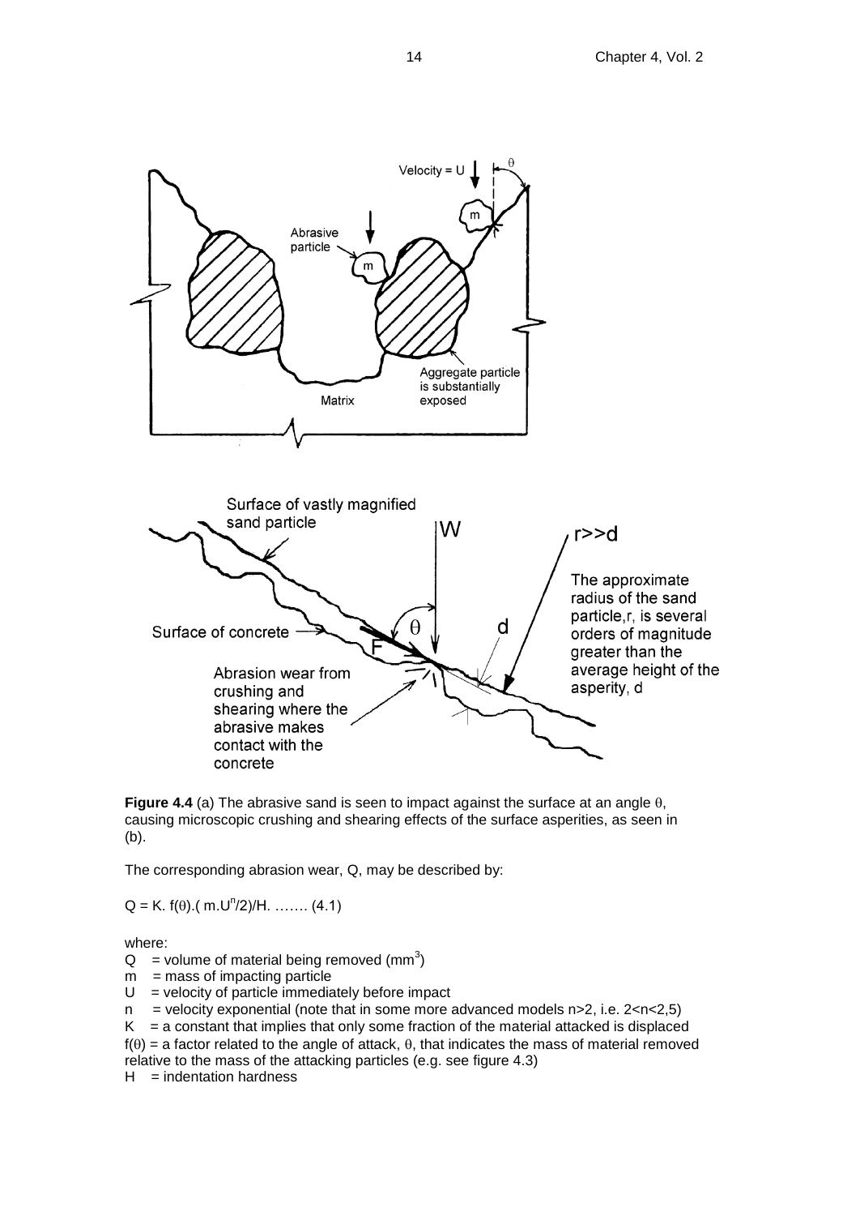**Figure 4.4** (a) The abrasive sand is seen to impact against the surface at an angle θ, causing microscopic crushing and shearing effects of the surface asperities, as seen in (b).

The corresponding abrasion wear, Q, may be described by:

$$Q = K.\ f(\theta).(\ m.U^n/2)/H.\ \ldots\ldots\ (4.1)$$

where:

$Q$ = volume of material being removed ($mm^3$)
$m$ = mass of impacting particle
$U$ = velocity of particle immediately before impact
$n$ = velocity exponential (note that in some more advanced models $n>2$, i.e. $2<n<2{,}5$)
$K$ = a constant that implies that only some fraction of the material attacked is displaced
$f(\theta)$ = a factor related to the angle of attack, θ, that indicates the mass of material removed relative to the mass of the attacking particles (e.g. see figure 4.3)
$H$ = indentation hardness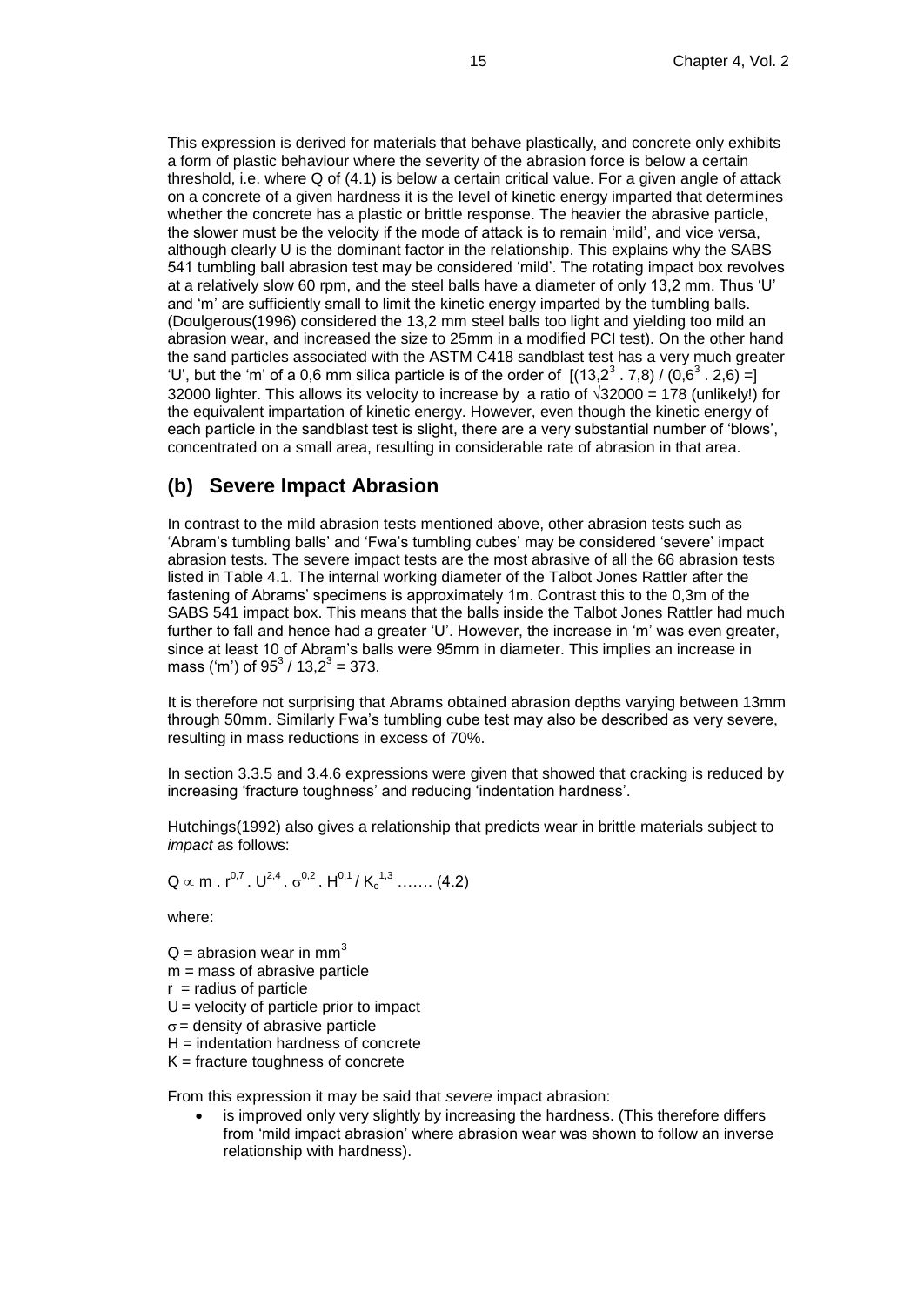This expression is derived for materials that behave plastically, and concrete only exhibits a form of plastic behaviour where the severity of the abrasion force is below a certain threshold, i.e. where Q of (4.1) is below a certain critical value. For a given angle of attack on a concrete of a given hardness it is the level of kinetic energy imparted that determines whether the concrete has a plastic or brittle response. The heavier the abrasive particle, the slower must be the velocity if the mode of attack is to remain 'mild', and vice versa, although clearly U is the dominant factor in the relationship. This explains why the SABS 541 tumbling ball abrasion test may be considered 'mild'. The rotating impact box revolves at a relatively slow 60 rpm, and the steel balls have a diameter of only 13,2 mm. Thus 'U' and 'm' are sufficiently small to limit the kinetic energy imparted by the tumbling balls. (Doulgerous(1996) considered the 13,2 mm steel balls too light and yielding too mild an abrasion wear, and increased the size to 25mm in a modified PCI test). On the other hand the sand particles associated with the ASTM C418 sandblast test has a very much greater 'U', but the 'm' of a 0,6 mm silica particle is of the order of $[(13{,}2^3 \,.\, 7{,}8) / (0{,}6^3 \,.\, 2{,}6) =]$ 32000 lighter. This allows its velocity to increase by a ratio of $\sqrt{32000} = 178$ (unlikely!) for the equivalent impartation of kinetic energy. However, even though the kinetic energy of each particle in the sandblast test is slight, there are a very substantial number of 'blows', concentrated on a small area, resulting in considerable rate of abrasion in that area.

## (b) Severe Impact Abrasion

In contrast to the mild abrasion tests mentioned above, other abrasion tests such as 'Abram's tumbling balls' and 'Fwa's tumbling cubes' may be considered 'severe' impact abrasion tests. The severe impact tests are the most abrasive of all the 66 abrasion tests listed in Table 4.1. The internal working diameter of the Talbot Jones Rattler after the fastening of Abrams' specimens is approximately 1m. Contrast this to the 0,3m of the SABS 541 impact box. This means that the balls inside the Talbot Jones Rattler had much further to fall and hence had a greater 'U'. However, the increase in 'm' was even greater, since at least 10 of Abram's balls were 95mm in diameter. This implies an increase in mass ('m') of $95^3 / 13{,}2^3 = 373$.

It is therefore not surprising that Abrams obtained abrasion depths varying between 13mm through 50mm. Similarly Fwa's tumbling cube test may also be described as very severe, resulting in mass reductions in excess of 70%.

In section 3.3.5 and 3.4.6 expressions were given that showed that cracking is reduced by increasing 'fracture toughness' and reducing 'indentation hardness'.

Hutchings(1992) also gives a relationship that predicts wear in brittle materials subject to *impact* as follows:

$$Q \propto m \,.\, r^{0{,}7} \,.\, U^{2{,}4} \,.\, \sigma^{0{,}2} \,.\, H^{0{,}1} / K_c^{1{,}3} \; \ldots\ldots \; (4.2)$$

where:

$Q$ = abrasion wear in $mm^3$
$m$ = mass of abrasive particle
$r$ = radius of particle
$U$ = velocity of particle prior to impact
$\sigma$ = density of abrasive particle
$H$ = indentation hardness of concrete
$K$ = fracture toughness of concrete

From this expression it may be said that *severe* impact abrasion:

- is improved only very slightly by increasing the hardness. (This therefore differs from 'mild impact abrasion' where abrasion wear was shown to follow an inverse relationship with hardness).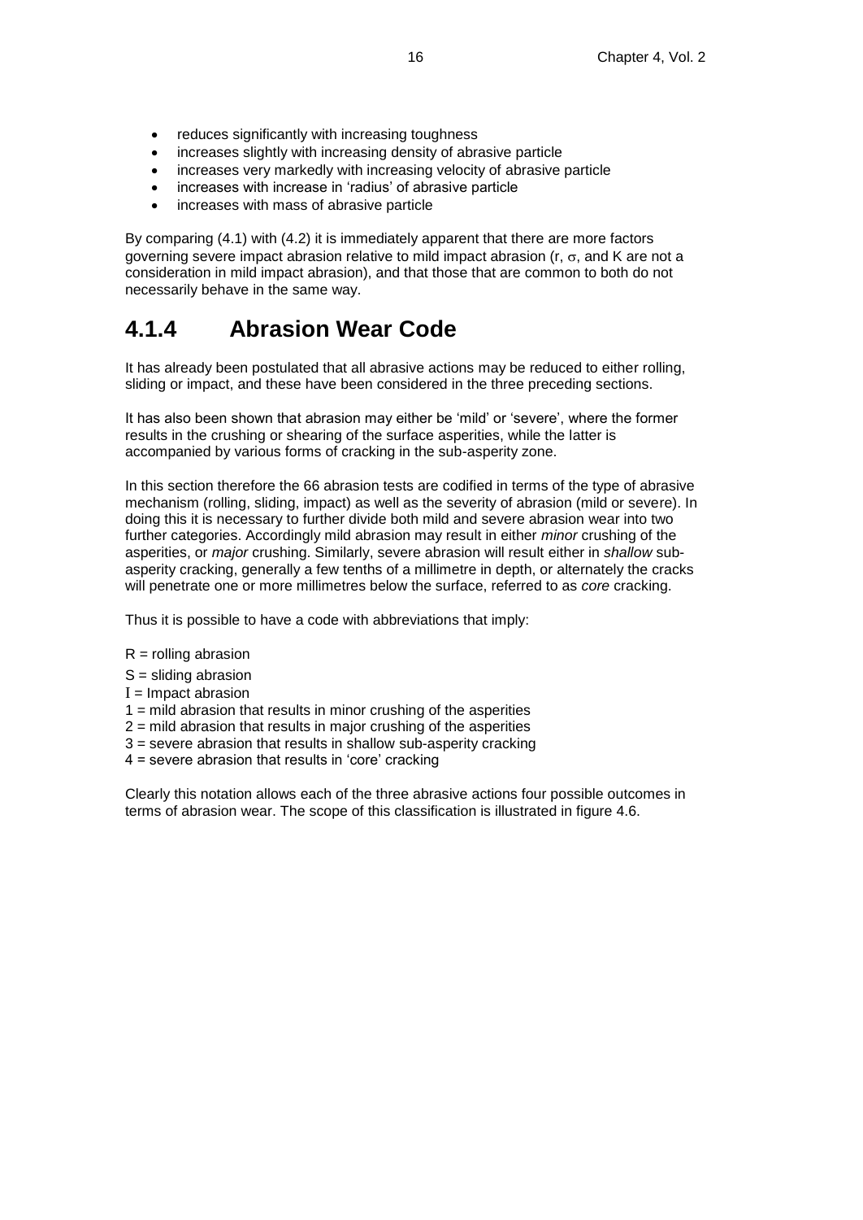- reduces significantly with increasing toughness
- increases slightly with increasing density of abrasive particle
- increases very markedly with increasing velocity of abrasive particle
- increases with increase in 'radius' of abrasive particle
- increases with mass of abrasive particle

By comparing (4.1) with (4.2) it is immediately apparent that there are more factors governing severe impact abrasion relative to mild impact abrasion ($r$, $\sigma$, and $K$ are not a consideration in mild impact abrasion), and that those that are common to both do not necessarily behave in the same way.

## 4.1.4 Abrasion Wear Code

It has already been postulated that all abrasive actions may be reduced to either rolling, sliding or impact, and these have been considered in the three preceding sections.

It has also been shown that abrasion may either be 'mild' or 'severe', where the former results in the crushing or shearing of the surface asperities, while the latter is accompanied by various forms of cracking in the sub-asperity zone.

In this section therefore the 66 abrasion tests are codified in terms of the type of abrasive mechanism (rolling, sliding, impact) as well as the severity of abrasion (mild or severe). In doing this it is necessary to further divide both mild and severe abrasion wear into two further categories. Accordingly mild abrasion may result in either *minor* crushing of the asperities, or *major* crushing. Similarly, severe abrasion will result either in *shallow* sub-asperity cracking, generally a few tenths of a millimetre in depth, or alternately the cracks will penetrate one or more millimetres below the surface, referred to as *core* cracking.

Thus it is possible to have a code with abbreviations that imply:

R = rolling abrasion
S = sliding abrasion
I = Impact abrasion
1 = mild abrasion that results in minor crushing of the asperities
2 = mild abrasion that results in major crushing of the asperities
3 = severe abrasion that results in shallow sub-asperity cracking
4 = severe abrasion that results in 'core' cracking

Clearly this notation allows each of the three abrasive actions four possible outcomes in terms of abrasion wear. The scope of this classification is illustrated in figure 4.6.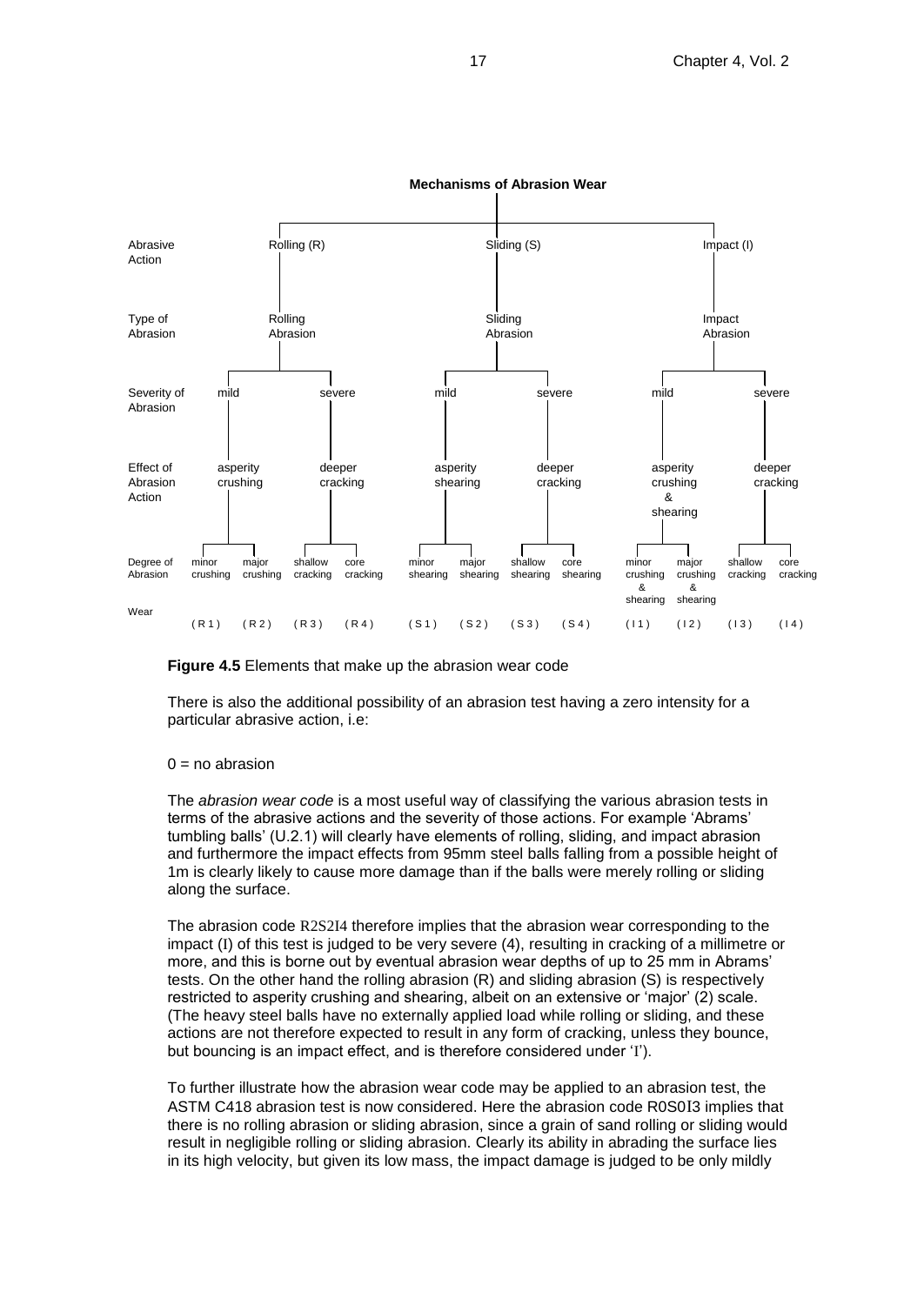**Mechanisms of Abrasion Wear**

| | | | | | | | | | | | | |
|---|---|---|---|---|---|---|---|---|---|---|---|---|
| Abrasive Action | Rolling (R) | | | | Sliding (S) | | | | Impact (I) | | | |
| Type of Abrasion | Rolling Abrasion | | | | Sliding Abrasion | | | | Impact Abrasion | | | |
| Severity of Abrasion | mild | | severe | | mild | | severe | | mild | | severe | |
| Effect of Abrasion Action | asperity crushing | | deeper cracking | | asperity shearing | | deeper cracking | | asperity crushing & shearing | | deeper cracking | |
| Degree of Abrasion | minor crushing | major crushing | shallow cracking | core cracking | minor shearing | major shearing | shallow shearing | core shearing | minor crushing & shearing | major crushing & shearing | shallow cracking | core cracking |
| Wear | (R1) | (R2) | (R3) | (R4) | (S1) | (S2) | (S3) | (S4) | (I1) | (I2) | (I3) | (I4) |

**Figure 4.5** Elements that make up the abrasion wear code

There is also the additional possibility of an abrasion test having a zero intensity for a particular abrasive action, i.e:

0 = no abrasion

The *abrasion wear code* is a most useful way of classifying the various abrasion tests in terms of the abrasive actions and the severity of those actions. For example 'Abrams' tumbling balls' (U.2.1) will clearly have elements of rolling, sliding, and impact abrasion and furthermore the impact effects from 95mm steel balls falling from a possible height of 1m is clearly likely to cause more damage than if the balls were merely rolling or sliding along the surface.

The abrasion code R2S2I4 therefore implies that the abrasion wear corresponding to the impact (I) of this test is judged to be very severe (4), resulting in cracking of a millimetre or more, and this is borne out by eventual abrasion wear depths of up to 25 mm in Abrams' tests. On the other hand the rolling abrasion (R) and sliding abrasion (S) is respectively restricted to asperity crushing and shearing, albeit on an extensive or 'major' (2) scale. (The heavy steel balls have no externally applied load while rolling or sliding, and these actions are not therefore expected to result in any form of cracking, unless they bounce, but bouncing is an impact effect, and is therefore considered under 'I').

To further illustrate how the abrasion wear code may be applied to an abrasion test, the ASTM C418 abrasion test is now considered. Here the abrasion code R0S0I3 implies that there is no rolling abrasion or sliding abrasion, since a grain of sand rolling or sliding would result in negligible rolling or sliding abrasion. Clearly its ability in abrading the surface lies in its high velocity, but given its low mass, the impact damage is judged to be only mildly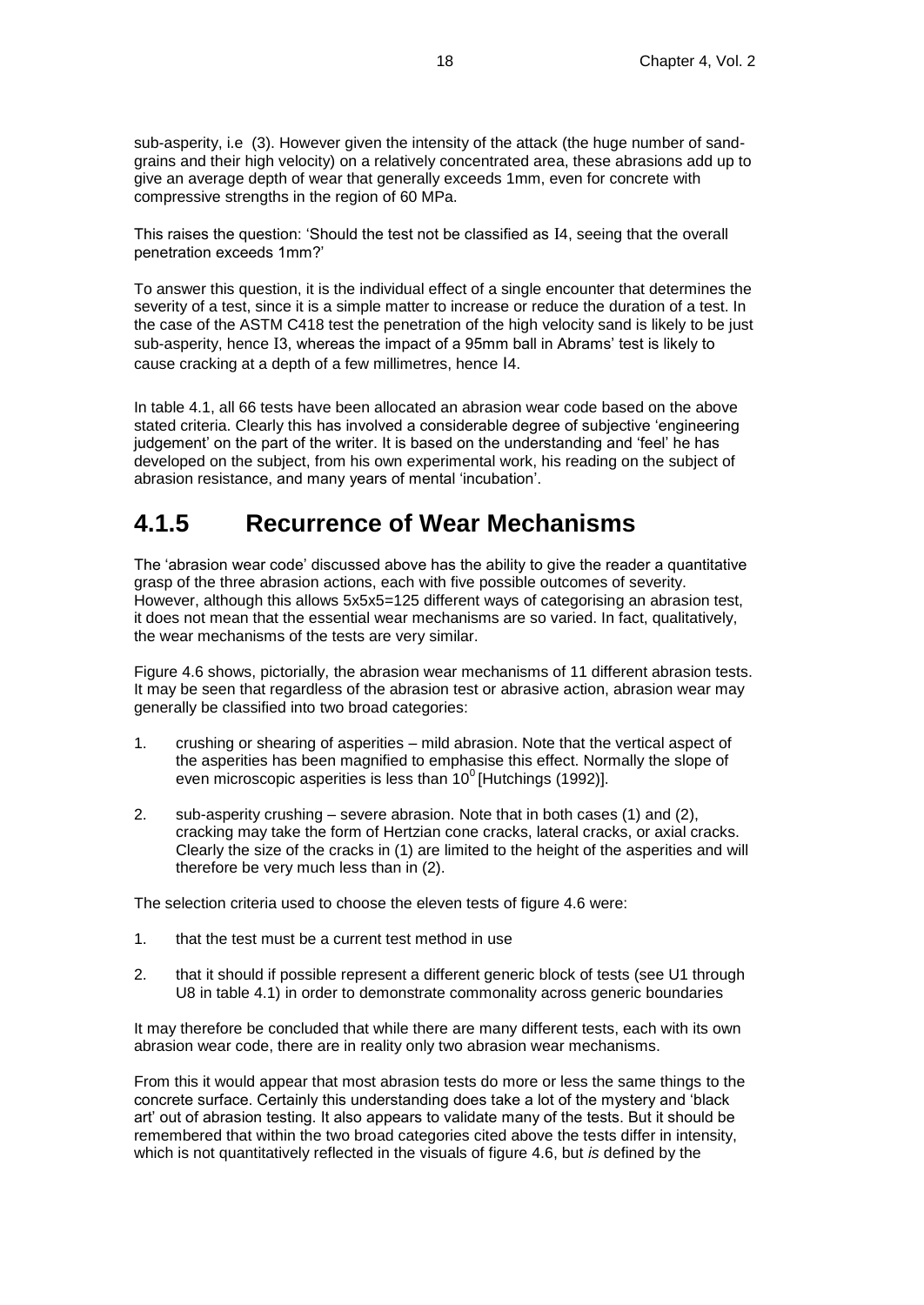sub-asperity, i.e (3). However given the intensity of the attack (the huge number of sand-grains and their high velocity) on a relatively concentrated area, these abrasions add up to give an average depth of wear that generally exceeds 1mm, even for concrete with compressive strengths in the region of 60 MPa.

This raises the question: 'Should the test not be classified as I4, seeing that the overall penetration exceeds 1mm?'

To answer this question, it is the individual effect of a single encounter that determines the severity of a test, since it is a simple matter to increase or reduce the duration of a test. In the case of the ASTM C418 test the penetration of the high velocity sand is likely to be just sub-asperity, hence I3, whereas the impact of a 95mm ball in Abrams' test is likely to cause cracking at a depth of a few millimetres, hence I4.

In table 4.1, all 66 tests have been allocated an abrasion wear code based on the above stated criteria. Clearly this has involved a considerable degree of subjective 'engineering judgement' on the part of the writer. It is based on the understanding and 'feel' he has developed on the subject, from his own experimental work, his reading on the subject of abrasion resistance, and many years of mental 'incubation'.

## 4.1.5 Recurrence of Wear Mechanisms

The 'abrasion wear code' discussed above has the ability to give the reader a quantitative grasp of the three abrasion actions, each with five possible outcomes of severity. However, although this allows 5x5x5=125 different ways of categorising an abrasion test, it does not mean that the essential wear mechanisms are so varied. In fact, qualitatively, the wear mechanisms of the tests are very similar.

Figure 4.6 shows, pictorially, the abrasion wear mechanisms of 11 different abrasion tests. It may be seen that regardless of the abrasion test or abrasive action, abrasion wear may generally be classified into two broad categories:

1. crushing or shearing of asperities – mild abrasion. Note that the vertical aspect of the asperities has been magnified to emphasise this effect. Normally the slope of even microscopic asperities is less than $10^0$ [Hutchings (1992)].

2. sub-asperity crushing – severe abrasion. Note that in both cases (1) and (2), cracking may take the form of Hertzian cone cracks, lateral cracks, or axial cracks. Clearly the size of the cracks in (1) are limited to the height of the asperities and will therefore be very much less than in (2).

The selection criteria used to choose the eleven tests of figure 4.6 were:

1. that the test must be a current test method in use

2. that it should if possible represent a different generic block of tests (see U1 through U8 in table 4.1) in order to demonstrate commonality across generic boundaries

It may therefore be concluded that while there are many different tests, each with its own abrasion wear code, there are in reality only two abrasion wear mechanisms.

From this it would appear that most abrasion tests do more or less the same things to the concrete surface. Certainly this understanding does take a lot of the mystery and 'black art' out of abrasion testing. It also appears to validate many of the tests. But it should be remembered that within the two broad categories cited above the tests differ in intensity, which is not quantitatively reflected in the visuals of figure 4.6, but *is* defined by the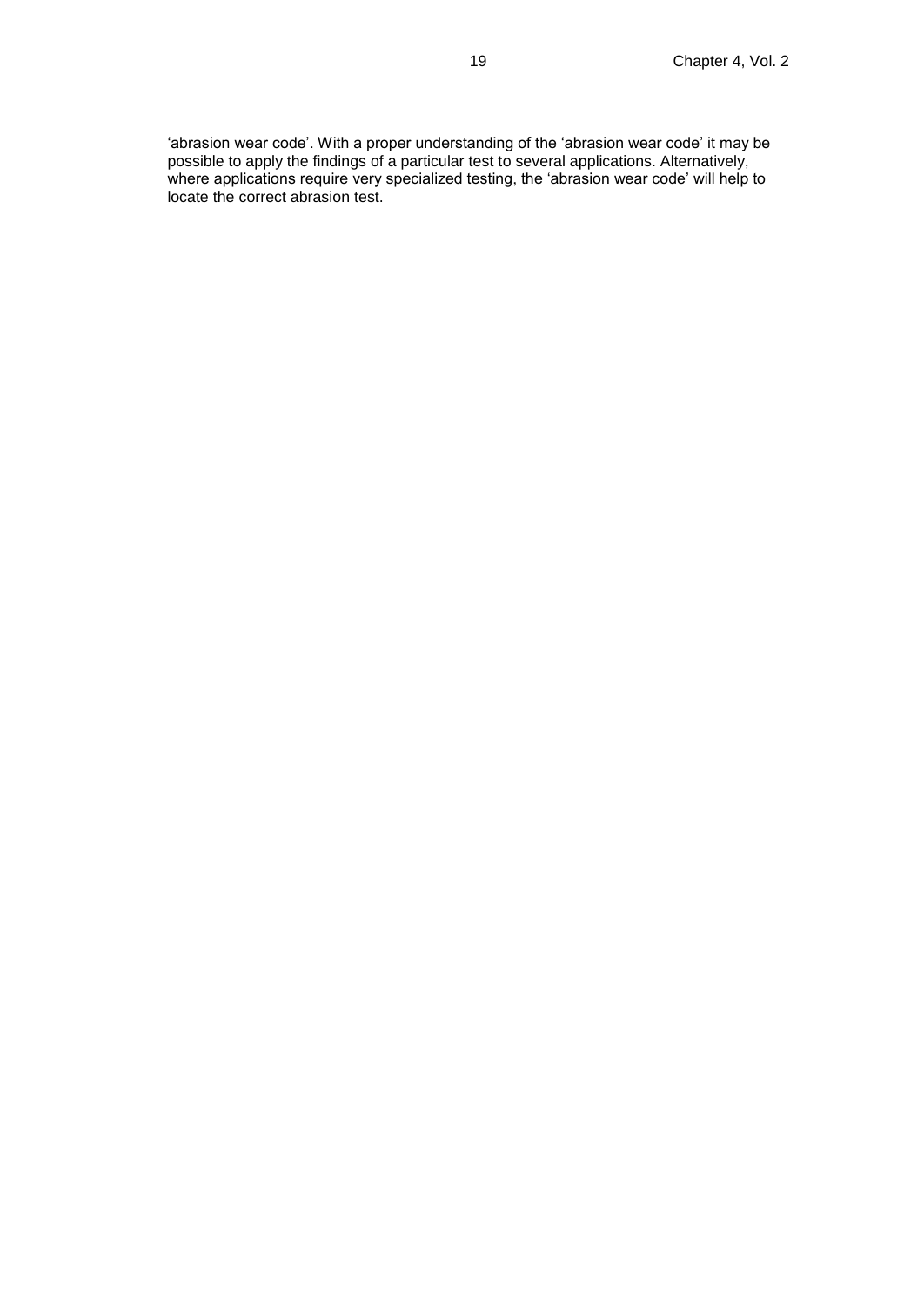'abrasion wear code'. With a proper understanding of the 'abrasion wear code' it may be possible to apply the findings of a particular test to several applications. Alternatively, where applications require very specialized testing, the 'abrasion wear code' will help to locate the correct abrasion test.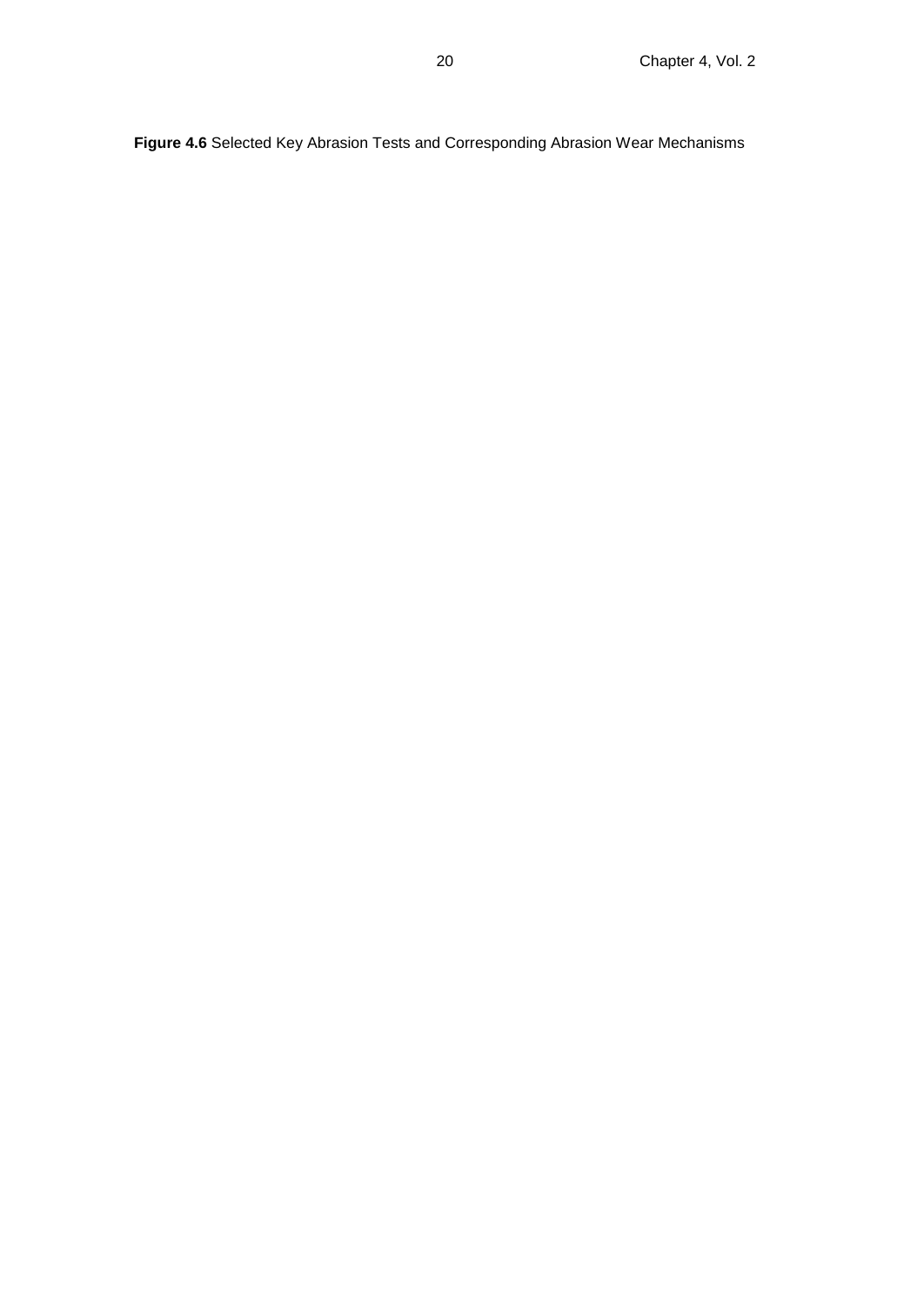**Figure 4.6** Selected Key Abrasion Tests and Corresponding Abrasion Wear Mechanisms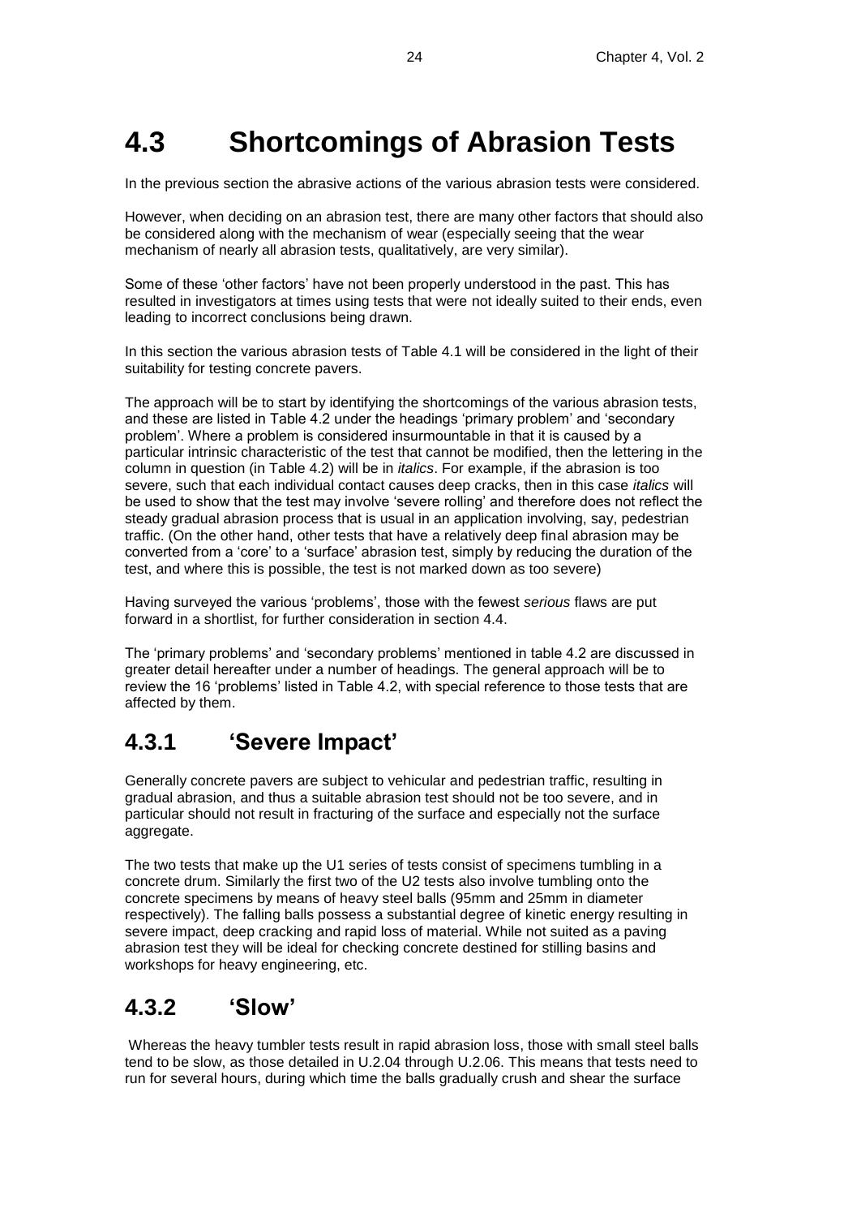# 4.3 Shortcomings of Abrasion Tests

In the previous section the abrasive actions of the various abrasion tests were considered.

However, when deciding on an abrasion test, there are many other factors that should also be considered along with the mechanism of wear (especially seeing that the wear mechanism of nearly all abrasion tests, qualitatively, are very similar).

Some of these 'other factors' have not been properly understood in the past. This has resulted in investigators at times using tests that were not ideally suited to their ends, even leading to incorrect conclusions being drawn.

In this section the various abrasion tests of Table 4.1 will be considered in the light of their suitability for testing concrete pavers.

The approach will be to start by identifying the shortcomings of the various abrasion tests, and these are listed in Table 4.2 under the headings 'primary problem' and 'secondary problem'. Where a problem is considered insurmountable in that it is caused by a particular intrinsic characteristic of the test that cannot be modified, then the lettering in the column in question (in Table 4.2) will be in *italics*. For example, if the abrasion is too severe, such that each individual contact causes deep cracks, then in this case *italics* will be used to show that the test may involve 'severe rolling' and therefore does not reflect the steady gradual abrasion process that is usual in an application involving, say, pedestrian traffic. (On the other hand, other tests that have a relatively deep final abrasion may be converted from a 'core' to a 'surface' abrasion test, simply by reducing the duration of the test, and where this is possible, the test is not marked down as too severe)

Having surveyed the various 'problems', those with the fewest *serious* flaws are put forward in a shortlist, for further consideration in section 4.4.

The 'primary problems' and 'secondary problems' mentioned in table 4.2 are discussed in greater detail hereafter under a number of headings. The general approach will be to review the 16 'problems' listed in Table 4.2, with special reference to those tests that are affected by them.

## 4.3.1 'Severe Impact'

Generally concrete pavers are subject to vehicular and pedestrian traffic, resulting in gradual abrasion, and thus a suitable abrasion test should not be too severe, and in particular should not result in fracturing of the surface and especially not the surface aggregate.

The two tests that make up the U1 series of tests consist of specimens tumbling in a concrete drum. Similarly the first two of the U2 tests also involve tumbling onto the concrete specimens by means of heavy steel balls (95mm and 25mm in diameter respectively). The falling balls possess a substantial degree of kinetic energy resulting in severe impact, deep cracking and rapid loss of material. While not suited as a paving abrasion test they will be ideal for checking concrete destined for stilling basins and workshops for heavy engineering, etc.

## 4.3.2 'Slow'

Whereas the heavy tumbler tests result in rapid abrasion loss, those with small steel balls tend to be slow, as those detailed in U.2.04 through U.2.06. This means that tests need to run for several hours, during which time the balls gradually crush and shear the surface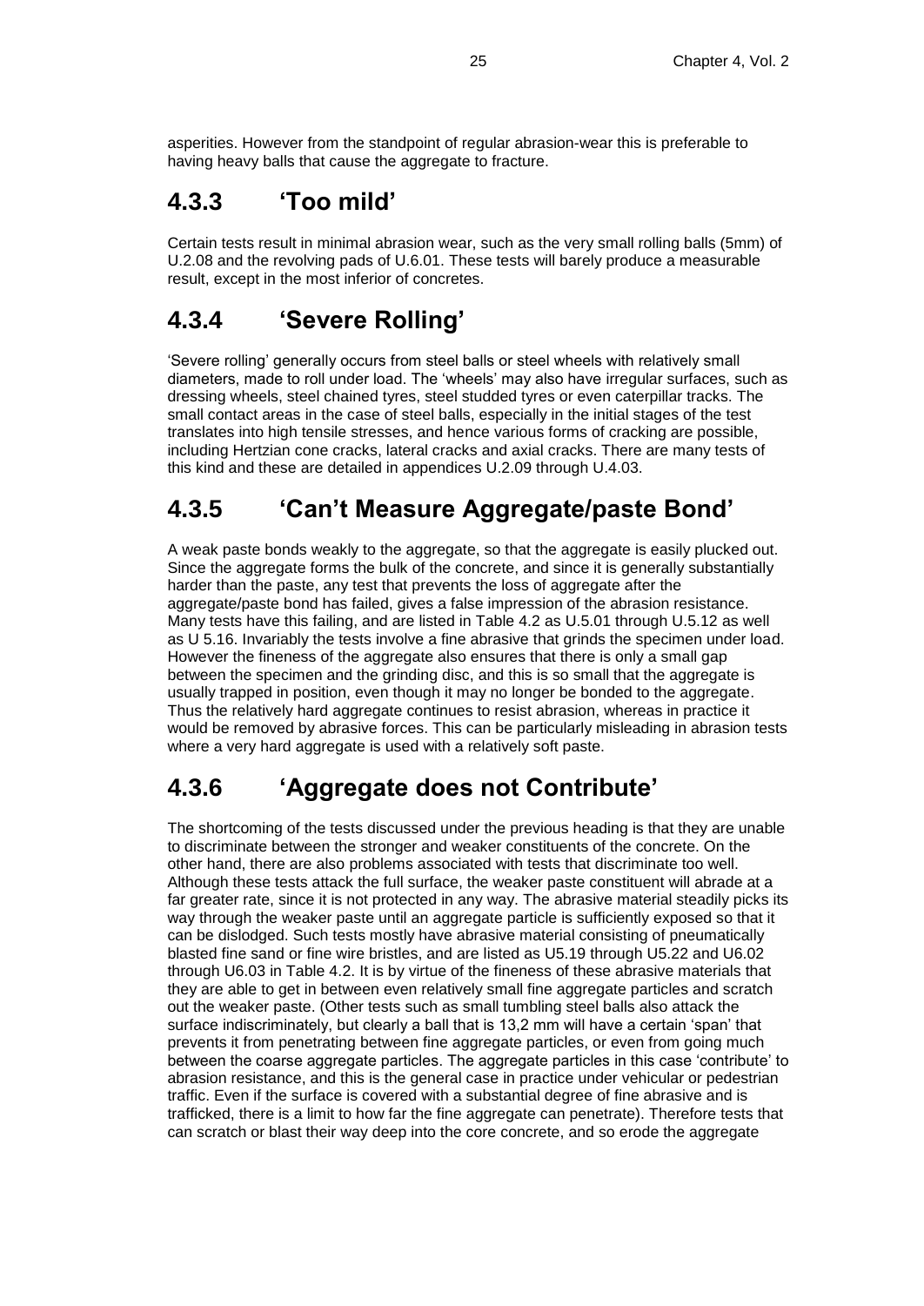asperities. However from the standpoint of regular abrasion-wear this is preferable to having heavy balls that cause the aggregate to fracture.

## 4.3.3 'Too mild'

Certain tests result in minimal abrasion wear, such as the very small rolling balls (5mm) of U.2.08 and the revolving pads of U.6.01. These tests will barely produce a measurable result, except in the most inferior of concretes.

## 4.3.4 'Severe Rolling'

'Severe rolling' generally occurs from steel balls or steel wheels with relatively small diameters, made to roll under load. The 'wheels' may also have irregular surfaces, such as dressing wheels, steel chained tyres, steel studded tyres or even caterpillar tracks. The small contact areas in the case of steel balls, especially in the initial stages of the test translates into high tensile stresses, and hence various forms of cracking are possible, including Hertzian cone cracks, lateral cracks and axial cracks. There are many tests of this kind and these are detailed in appendices U.2.09 through U.4.03.

## 4.3.5 'Can't Measure Aggregate/paste Bond'

A weak paste bonds weakly to the aggregate, so that the aggregate is easily plucked out. Since the aggregate forms the bulk of the concrete, and since it is generally substantially harder than the paste, any test that prevents the loss of aggregate after the aggregate/paste bond has failed, gives a false impression of the abrasion resistance. Many tests have this failing, and are listed in Table 4.2 as U.5.01 through U.5.12 as well as U 5.16. Invariably the tests involve a fine abrasive that grinds the specimen under load. However the fineness of the aggregate also ensures that there is only a small gap between the specimen and the grinding disc, and this is so small that the aggregate is usually trapped in position, even though it may no longer be bonded to the aggregate. Thus the relatively hard aggregate continues to resist abrasion, whereas in practice it would be removed by abrasive forces. This can be particularly misleading in abrasion tests where a very hard aggregate is used with a relatively soft paste.

## 4.3.6 'Aggregate does not Contribute'

The shortcoming of the tests discussed under the previous heading is that they are unable to discriminate between the stronger and weaker constituents of the concrete. On the other hand, there are also problems associated with tests that discriminate too well. Although these tests attack the full surface, the weaker paste constituent will abrade at a far greater rate, since it is not protected in any way. The abrasive material steadily picks its way through the weaker paste until an aggregate particle is sufficiently exposed so that it can be dislodged. Such tests mostly have abrasive material consisting of pneumatically blasted fine sand or fine wire bristles, and are listed as U5.19 through U5.22 and U6.02 through U6.03 in Table 4.2. It is by virtue of the fineness of these abrasive materials that they are able to get in between even relatively small fine aggregate particles and scratch out the weaker paste. (Other tests such as small tumbling steel balls also attack the surface indiscriminately, but clearly a ball that is 13,2 mm will have a certain 'span' that prevents it from penetrating between fine aggregate particles, or even from going much between the coarse aggregate particles. The aggregate particles in this case 'contribute' to abrasion resistance, and this is the general case in practice under vehicular or pedestrian traffic. Even if the surface is covered with a substantial degree of fine abrasive and is trafficked, there is a limit to how far the fine aggregate can penetrate). Therefore tests that can scratch or blast their way deep into the core concrete, and so erode the aggregate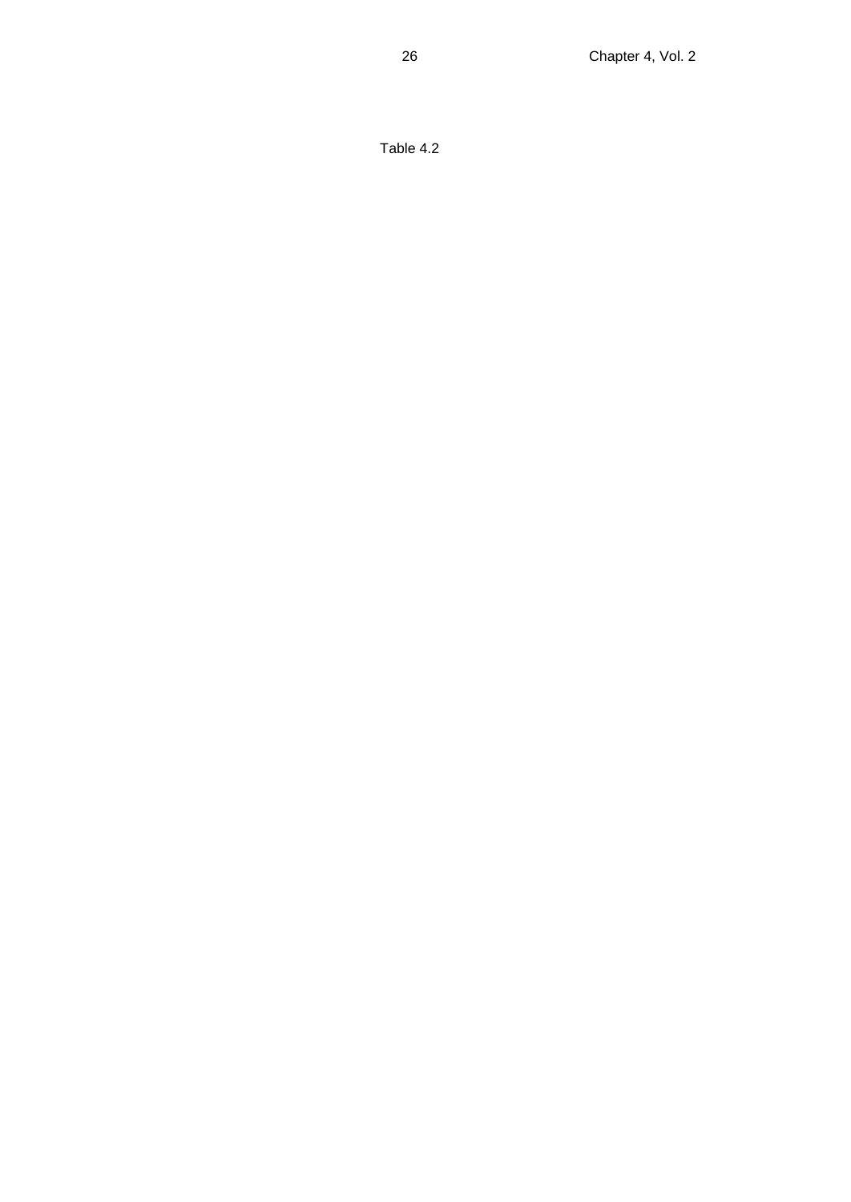Table 4.2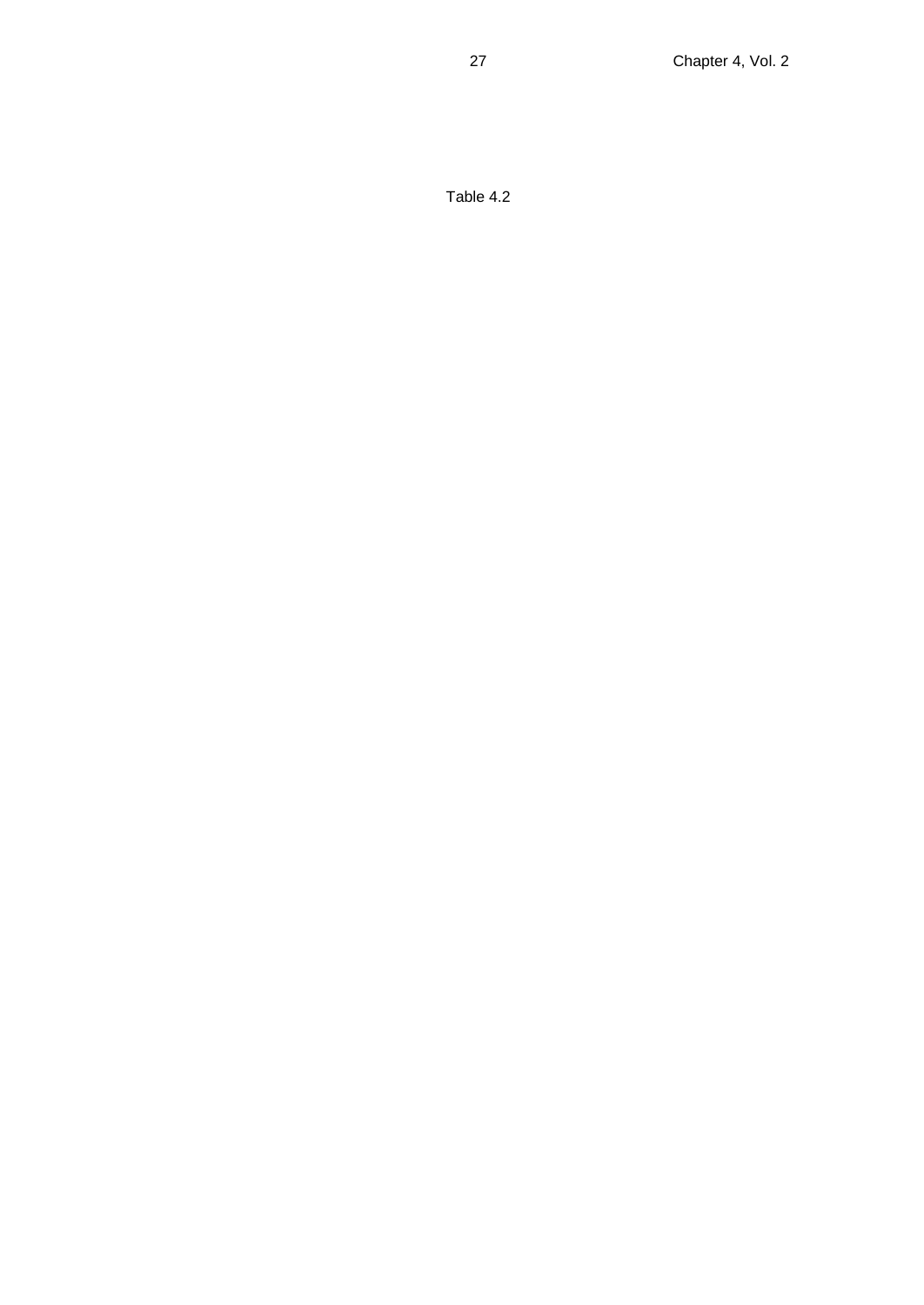Table 4.2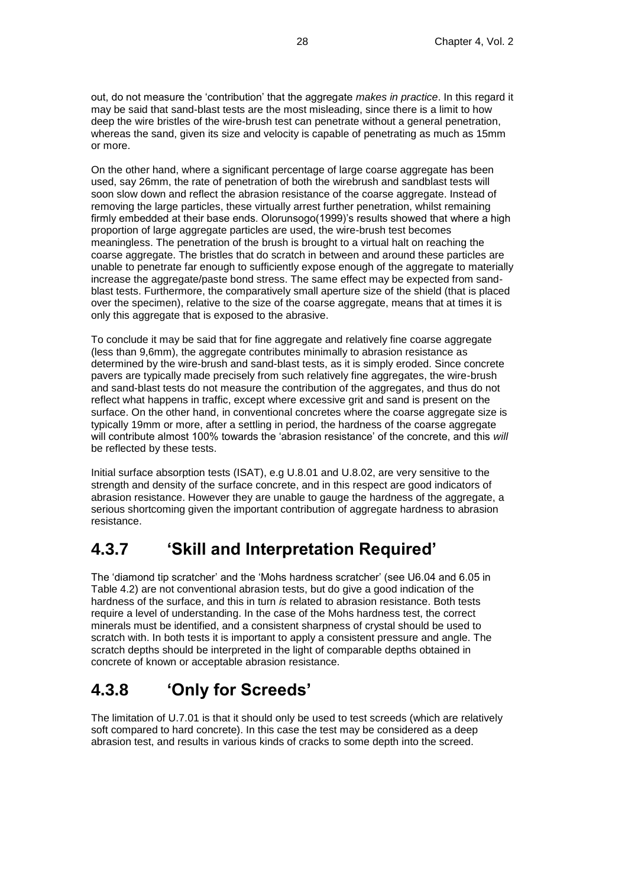out, do not measure the 'contribution' that the aggregate *makes in practice*. In this regard it may be said that sand-blast tests are the most misleading, since there is a limit to how deep the wire bristles of the wire-brush test can penetrate without a general penetration, whereas the sand, given its size and velocity is capable of penetrating as much as 15mm or more.

On the other hand, where a significant percentage of large coarse aggregate has been used, say 26mm, the rate of penetration of both the wirebrush and sandblast tests will soon slow down and reflect the abrasion resistance of the coarse aggregate. Instead of removing the large particles, these virtually arrest further penetration, whilst remaining firmly embedded at their base ends. Olorunsogo(1999)'s results showed that where a high proportion of large aggregate particles are used, the wire-brush test becomes meaningless. The penetration of the brush is brought to a virtual halt on reaching the coarse aggregate. The bristles that do scratch in between and around these particles are unable to penetrate far enough to sufficiently expose enough of the aggregate to materially increase the aggregate/paste bond stress. The same effect may be expected from sand-blast tests. Furthermore, the comparatively small aperture size of the shield (that is placed over the specimen), relative to the size of the coarse aggregate, means that at times it is only this aggregate that is exposed to the abrasive.

To conclude it may be said that for fine aggregate and relatively fine coarse aggregate (less than 9,6mm), the aggregate contributes minimally to abrasion resistance as determined by the wire-brush and sand-blast tests, as it is simply eroded. Since concrete pavers are typically made precisely from such relatively fine aggregates, the wire-brush and sand-blast tests do not measure the contribution of the aggregates, and thus do not reflect what happens in traffic, except where excessive grit and sand is present on the surface. On the other hand, in conventional concretes where the coarse aggregate size is typically 19mm or more, after a settling in period, the hardness of the coarse aggregate will contribute almost 100% towards the 'abrasion resistance' of the concrete, and this *will* be reflected by these tests.

Initial surface absorption tests (ISAT), e.g U.8.01 and U.8.02, are very sensitive to the strength and density of the surface concrete, and in this respect are good indicators of abrasion resistance. However they are unable to gauge the hardness of the aggregate, a serious shortcoming given the important contribution of aggregate hardness to abrasion resistance.

## 4.3.7 'Skill and Interpretation Required'

The 'diamond tip scratcher' and the 'Mohs hardness scratcher' (see U6.04 and 6.05 in Table 4.2) are not conventional abrasion tests, but do give a good indication of the hardness of the surface, and this in turn *is* related to abrasion resistance. Both tests require a level of understanding. In the case of the Mohs hardness test, the correct minerals must be identified, and a consistent sharpness of crystal should be used to scratch with. In both tests it is important to apply a consistent pressure and angle. The scratch depths should be interpreted in the light of comparable depths obtained in concrete of known or acceptable abrasion resistance.

## 4.3.8 'Only for Screeds'

The limitation of U.7.01 is that it should only be used to test screeds (which are relatively soft compared to hard concrete). In this case the test may be considered as a deep abrasion test, and results in various kinds of cracks to some depth into the screed.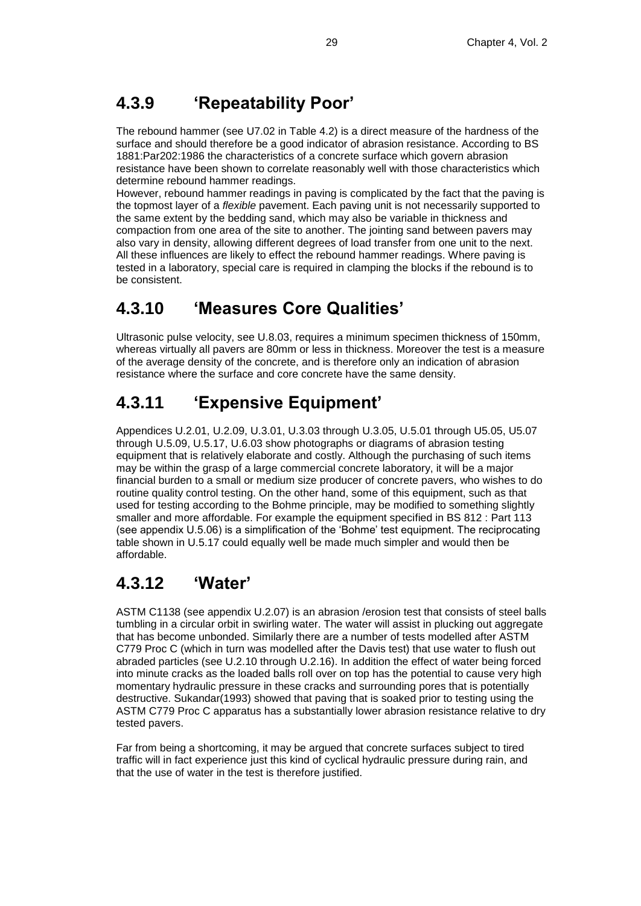## 4.3.9 'Repeatability Poor'

The rebound hammer (see U7.02 in Table 4.2) is a direct measure of the hardness of the surface and should therefore be a good indicator of abrasion resistance. According to BS 1881:Par202:1986 the characteristics of a concrete surface which govern abrasion resistance have been shown to correlate reasonably well with those characteristics which determine rebound hammer readings.
However, rebound hammer readings in paving is complicated by the fact that the paving is the topmost layer of a *flexible* pavement. Each paving unit is not necessarily supported to the same extent by the bedding sand, which may also be variable in thickness and compaction from one area of the site to another. The jointing sand between pavers may also vary in density, allowing different degrees of load transfer from one unit to the next. All these influences are likely to effect the rebound hammer readings. Where paving is tested in a laboratory, special care is required in clamping the blocks if the rebound is to be consistent.

## 4.3.10 'Measures Core Qualities'

Ultrasonic pulse velocity, see U.8.03, requires a minimum specimen thickness of 150mm, whereas virtually all pavers are 80mm or less in thickness. Moreover the test is a measure of the average density of the concrete, and is therefore only an indication of abrasion resistance where the surface and core concrete have the same density.

## 4.3.11 'Expensive Equipment'

Appendices U.2.01, U.2.09, U.3.01, U.3.03 through U.3.05, U.5.01 through U5.05, U5.07 through U.5.09, U.5.17, U.6.03 show photographs or diagrams of abrasion testing equipment that is relatively elaborate and costly. Although the purchasing of such items may be within the grasp of a large commercial concrete laboratory, it will be a major financial burden to a small or medium size producer of concrete pavers, who wishes to do routine quality control testing. On the other hand, some of this equipment, such as that used for testing according to the Bohme principle, may be modified to something slightly smaller and more affordable. For example the equipment specified in BS 812 : Part 113 (see appendix U.5.06) is a simplification of the 'Bohme' test equipment. The reciprocating table shown in U.5.17 could equally well be made much simpler and would then be affordable.

## 4.3.12 'Water'

ASTM C1138 (see appendix U.2.07) is an abrasion /erosion test that consists of steel balls tumbling in a circular orbit in swirling water. The water will assist in plucking out aggregate that has become unbonded. Similarly there are a number of tests modelled after ASTM C779 Proc C (which in turn was modelled after the Davis test) that use water to flush out abraded particles (see U.2.10 through U.2.16). In addition the effect of water being forced into minute cracks as the loaded balls roll over on top has the potential to cause very high momentary hydraulic pressure in these cracks and surrounding pores that is potentially destructive. Sukandar(1993) showed that paving that is soaked prior to testing using the ASTM C779 Proc C apparatus has a substantially lower abrasion resistance relative to dry tested pavers.

Far from being a shortcoming, it may be argued that concrete surfaces subject to tired traffic will in fact experience just this kind of cyclical hydraulic pressure during rain, and that the use of water in the test is therefore justified.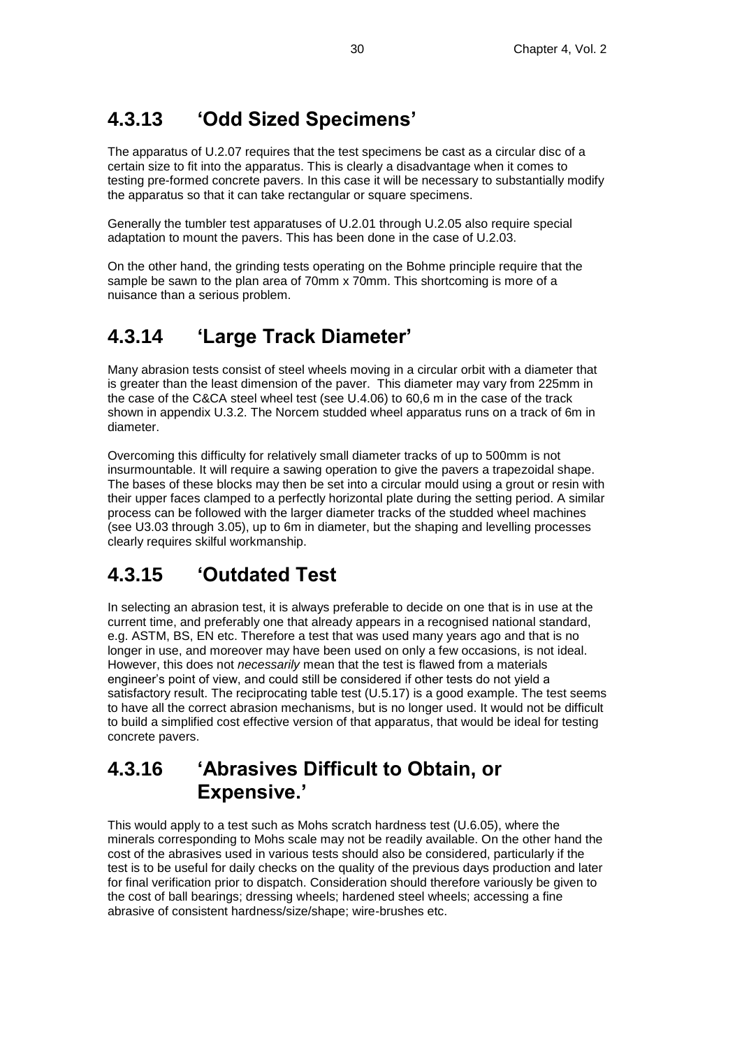## 4.3.13 'Odd Sized Specimens'

The apparatus of U.2.07 requires that the test specimens be cast as a circular disc of a certain size to fit into the apparatus. This is clearly a disadvantage when it comes to testing pre-formed concrete pavers. In this case it will be necessary to substantially modify the apparatus so that it can take rectangular or square specimens.

Generally the tumbler test apparatuses of U.2.01 through U.2.05 also require special adaptation to mount the pavers. This has been done in the case of U.2.03.

On the other hand, the grinding tests operating on the Bohme principle require that the sample be sawn to the plan area of 70mm x 70mm. This shortcoming is more of a nuisance than a serious problem.

## 4.3.14 'Large Track Diameter'

Many abrasion tests consist of steel wheels moving in a circular orbit with a diameter that is greater than the least dimension of the paver. This diameter may vary from 225mm in the case of the C&CA steel wheel test (see U.4.06) to 60,6 m in the case of the track shown in appendix U.3.2. The Norcem studded wheel apparatus runs on a track of 6m in diameter.

Overcoming this difficulty for relatively small diameter tracks of up to 500mm is not insurmountable. It will require a sawing operation to give the pavers a trapezoidal shape. The bases of these blocks may then be set into a circular mould using a grout or resin with their upper faces clamped to a perfectly horizontal plate during the setting period. A similar process can be followed with the larger diameter tracks of the studded wheel machines (see U3.03 through 3.05), up to 6m in diameter, but the shaping and levelling processes clearly requires skilful workmanship.

## 4.3.15 'Outdated Test

In selecting an abrasion test, it is always preferable to decide on one that is in use at the current time, and preferably one that already appears in a recognised national standard, e.g. ASTM, BS, EN etc. Therefore a test that was used many years ago and that is no longer in use, and moreover may have been used on only a few occasions, is not ideal. However, this does not *necessarily* mean that the test is flawed from a materials engineer's point of view, and could still be considered if other tests do not yield a satisfactory result. The reciprocating table test (U.5.17) is a good example. The test seems to have all the correct abrasion mechanisms, but is no longer used. It would not be difficult to build a simplified cost effective version of that apparatus, that would be ideal for testing concrete pavers.

## 4.3.16 'Abrasives Difficult to Obtain, or Expensive.'

This would apply to a test such as Mohs scratch hardness test (U.6.05), where the minerals corresponding to Mohs scale may not be readily available. On the other hand the cost of the abrasives used in various tests should also be considered, particularly if the test is to be useful for daily checks on the quality of the previous days production and later for final verification prior to dispatch. Consideration should therefore variously be given to the cost of ball bearings; dressing wheels; hardened steel wheels; accessing a fine abrasive of consistent hardness/size/shape; wire-brushes etc.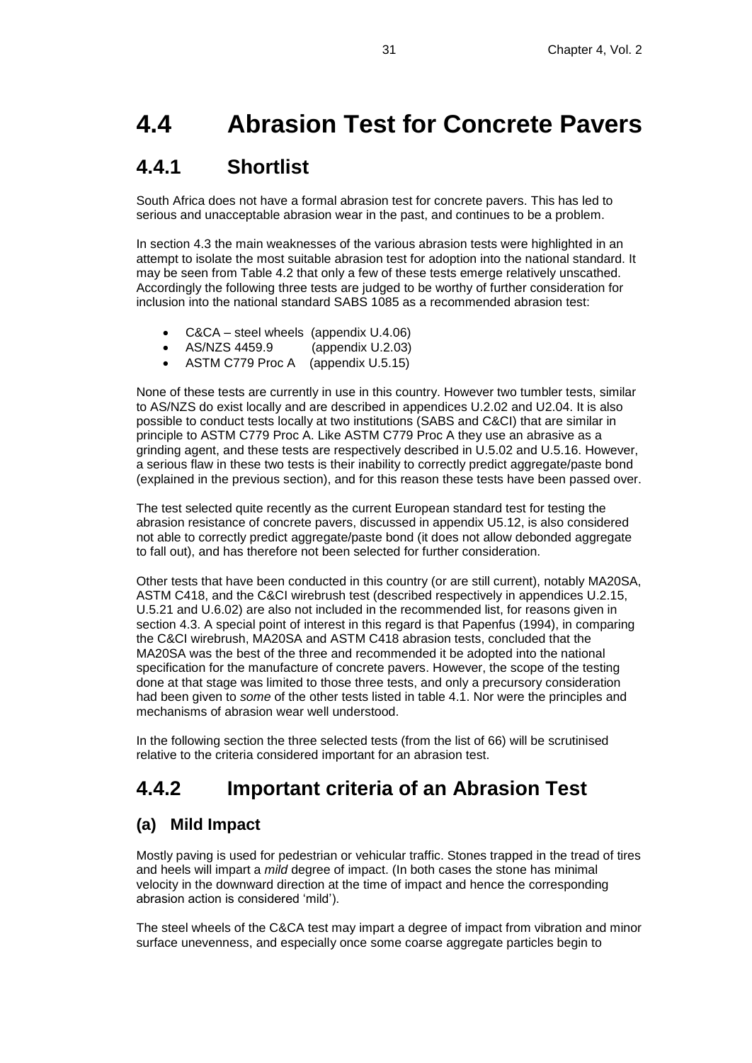# 4.4 Abrasion Test for Concrete Pavers

## 4.4.1 Shortlist

South Africa does not have a formal abrasion test for concrete pavers. This has led to serious and unacceptable abrasion wear in the past, and continues to be a problem.

In section 4.3 the main weaknesses of the various abrasion tests were highlighted in an attempt to isolate the most suitable abrasion test for adoption into the national standard. It may be seen from Table 4.2 that only a few of these tests emerge relatively unscathed. Accordingly the following three tests are judged to be worthy of further consideration for inclusion into the national standard SABS 1085 as a recommended abrasion test:

- C&CA – steel wheels (appendix U.4.06)
- AS/NZS 4459.9 (appendix U.2.03)
- ASTM C779 Proc A (appendix U.5.15)

None of these tests are currently in use in this country. However two tumbler tests, similar to AS/NZS do exist locally and are described in appendices U.2.02 and U2.04. It is also possible to conduct tests locally at two institutions (SABS and C&CI) that are similar in principle to ASTM C779 Proc A. Like ASTM C779 Proc A they use an abrasive as a grinding agent, and these tests are respectively described in U.5.02 and U.5.16. However, a serious flaw in these two tests is their inability to correctly predict aggregate/paste bond (explained in the previous section), and for this reason these tests have been passed over.

The test selected quite recently as the current European standard test for testing the abrasion resistance of concrete pavers, discussed in appendix U5.12, is also considered not able to correctly predict aggregate/paste bond (it does not allow debonded aggregate to fall out), and has therefore not been selected for further consideration.

Other tests that have been conducted in this country (or are still current), notably MA20SA, ASTM C418, and the C&CI wirebrush test (described respectively in appendices U.2.15, U.5.21 and U.6.02) are also not included in the recommended list, for reasons given in section 4.3. A special point of interest in this regard is that Papenfus (1994), in comparing the C&CI wirebrush, MA20SA and ASTM C418 abrasion tests, concluded that the MA20SA was the best of the three and recommended it be adopted into the national specification for the manufacture of concrete pavers. However, the scope of the testing done at that stage was limited to those three tests, and only a precursory consideration had been given to *some* of the other tests listed in table 4.1. Nor were the principles and mechanisms of abrasion wear well understood.

In the following section the three selected tests (from the list of 66) will be scrutinised relative to the criteria considered important for an abrasion test.

## 4.4.2 Important criteria of an Abrasion Test

### (a) Mild Impact

Mostly paving is used for pedestrian or vehicular traffic. Stones trapped in the tread of tires and heels will impart a *mild* degree of impact. (In both cases the stone has minimal velocity in the downward direction at the time of impact and hence the corresponding abrasion action is considered 'mild').

The steel wheels of the C&CA test may impart a degree of impact from vibration and minor surface unevenness, and especially once some coarse aggregate particles begin to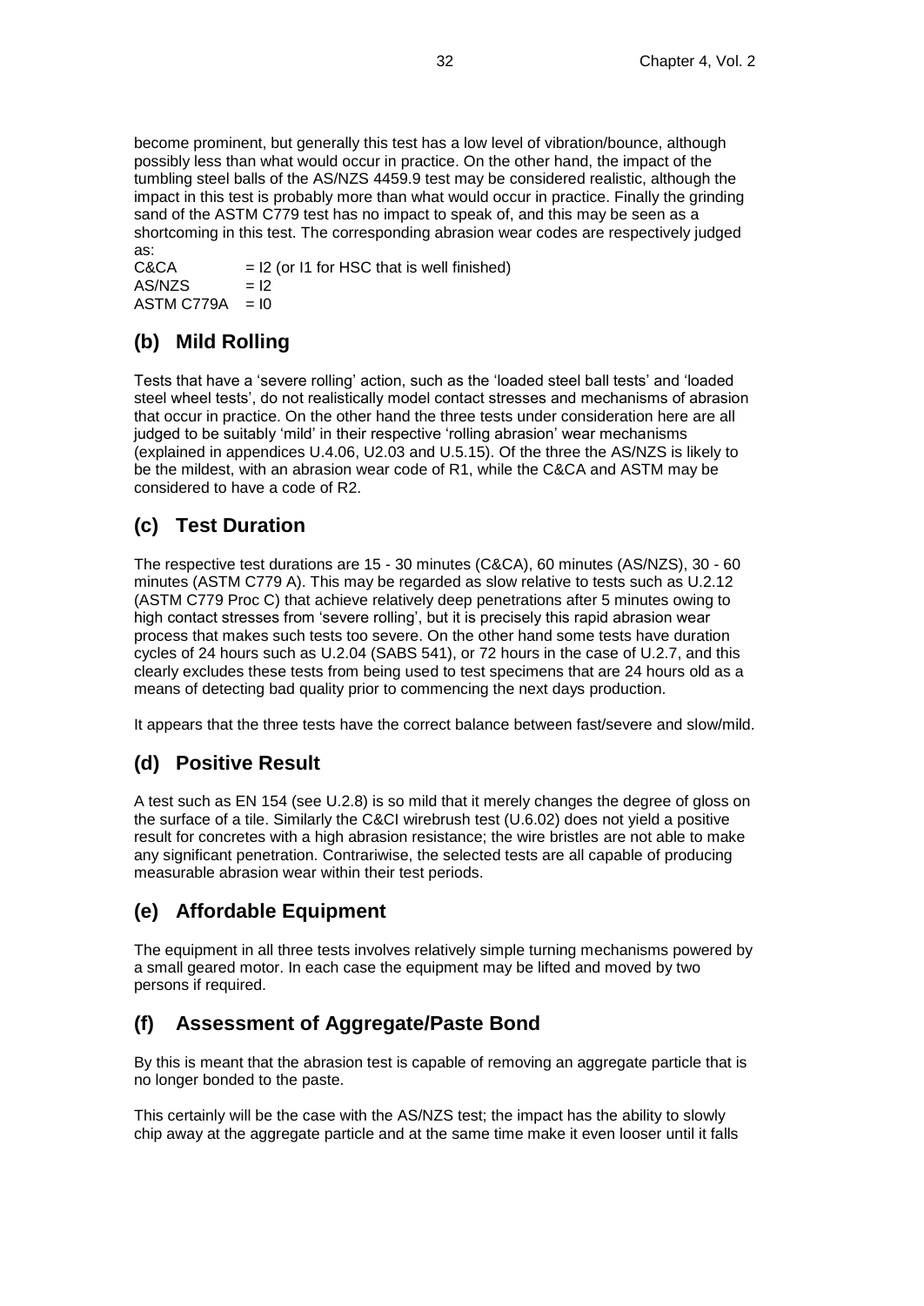become prominent, but generally this test has a low level of vibration/bounce, although possibly less than what would occur in practice. On the other hand, the impact of the tumbling steel balls of the AS/NZS 4459.9 test may be considered realistic, although the impact in this test is probably more than what would occur in practice. Finally the grinding sand of the ASTM C779 test has no impact to speak of, and this may be seen as a shortcoming in this test. The corresponding abrasion wear codes are respectively judged as:

C&CA = I2 (or I1 for HSC that is well finished)
AS/NZS = I2
ASTM C779A = I0

## (b) Mild Rolling

Tests that have a 'severe rolling' action, such as the 'loaded steel ball tests' and 'loaded steel wheel tests', do not realistically model contact stresses and mechanisms of abrasion that occur in practice. On the other hand the three tests under consideration here are all judged to be suitably 'mild' in their respective 'rolling abrasion' wear mechanisms (explained in appendices U.4.06, U2.03 and U.5.15). Of the three the AS/NZS is likely to be the mildest, with an abrasion wear code of R1, while the C&CA and ASTM may be considered to have a code of R2.

## (c) Test Duration

The respective test durations are 15 - 30 minutes (C&CA), 60 minutes (AS/NZS), 30 - 60 minutes (ASTM C779 A). This may be regarded as slow relative to tests such as U.2.12 (ASTM C779 Proc C) that achieve relatively deep penetrations after 5 minutes owing to high contact stresses from 'severe rolling', but it is precisely this rapid abrasion wear process that makes such tests too severe. On the other hand some tests have duration cycles of 24 hours such as U.2.04 (SABS 541), or 72 hours in the case of U.2.7, and this clearly excludes these tests from being used to test specimens that are 24 hours old as a means of detecting bad quality prior to commencing the next days production.

It appears that the three tests have the correct balance between fast/severe and slow/mild.

## (d) Positive Result

A test such as EN 154 (see U.2.8) is so mild that it merely changes the degree of gloss on the surface of a tile. Similarly the C&CI wirebrush test (U.6.02) does not yield a positive result for concretes with a high abrasion resistance; the wire bristles are not able to make any significant penetration. Contrariwise, the selected tests are all capable of producing measurable abrasion wear within their test periods.

## (e) Affordable Equipment

The equipment in all three tests involves relatively simple turning mechanisms powered by a small geared motor. In each case the equipment may be lifted and moved by two persons if required.

## (f) Assessment of Aggregate/Paste Bond

By this is meant that the abrasion test is capable of removing an aggregate particle that is no longer bonded to the paste.

This certainly will be the case with the AS/NZS test; the impact has the ability to slowly chip away at the aggregate particle and at the same time make it even looser until it falls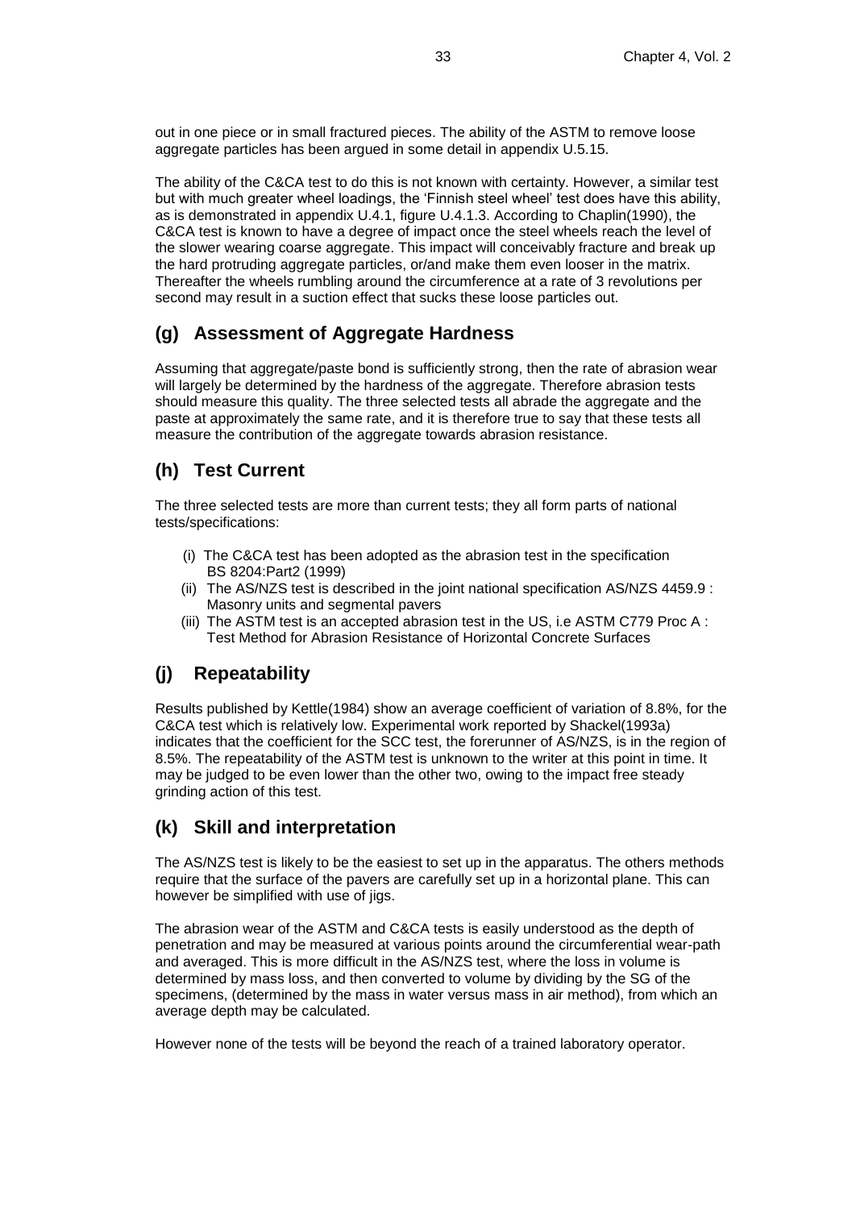out in one piece or in small fractured pieces. The ability of the ASTM to remove loose aggregate particles has been argued in some detail in appendix U.5.15.

The ability of the C&CA test to do this is not known with certainty. However, a similar test but with much greater wheel loadings, the 'Finnish steel wheel' test does have this ability, as is demonstrated in appendix U.4.1, figure U.4.1.3. According to Chaplin(1990), the C&CA test is known to have a degree of impact once the steel wheels reach the level of the slower wearing coarse aggregate. This impact will conceivably fracture and break up the hard protruding aggregate particles, or/and make them even looser in the matrix. Thereafter the wheels rumbling around the circumference at a rate of 3 revolutions per second may result in a suction effect that sucks these loose particles out.

## (g) Assessment of Aggregate Hardness

Assuming that aggregate/paste bond is sufficiently strong, then the rate of abrasion wear will largely be determined by the hardness of the aggregate. Therefore abrasion tests should measure this quality. The three selected tests all abrade the aggregate and the paste at approximately the same rate, and it is therefore true to say that these tests all measure the contribution of the aggregate towards abrasion resistance.

## (h) Test Current

The three selected tests are more than current tests; they all form parts of national tests/specifications:

(i) The C&CA test has been adopted as the abrasion test in the specification BS 8204:Part2 (1999)
(ii) The AS/NZS test is described in the joint national specification AS/NZS 4459.9 : Masonry units and segmental pavers
(iii) The ASTM test is an accepted abrasion test in the US, i.e ASTM C779 Proc A : Test Method for Abrasion Resistance of Horizontal Concrete Surfaces

## (j) Repeatability

Results published by Kettle(1984) show an average coefficient of variation of 8.8%, for the C&CA test which is relatively low. Experimental work reported by Shackel(1993a) indicates that the coefficient for the SCC test, the forerunner of AS/NZS, is in the region of 8.5%. The repeatability of the ASTM test is unknown to the writer at this point in time. It may be judged to be even lower than the other two, owing to the impact free steady grinding action of this test.

## (k) Skill and interpretation

The AS/NZS test is likely to be the easiest to set up in the apparatus. The others methods require that the surface of the pavers are carefully set up in a horizontal plane. This can however be simplified with use of jigs.

The abrasion wear of the ASTM and C&CA tests is easily understood as the depth of penetration and may be measured at various points around the circumferential wear-path and averaged. This is more difficult in the AS/NZS test, where the loss in volume is determined by mass loss, and then converted to volume by dividing by the SG of the specimens, (determined by the mass in water versus mass in air method), from which an average depth may be calculated.

However none of the tests will be beyond the reach of a trained laboratory operator.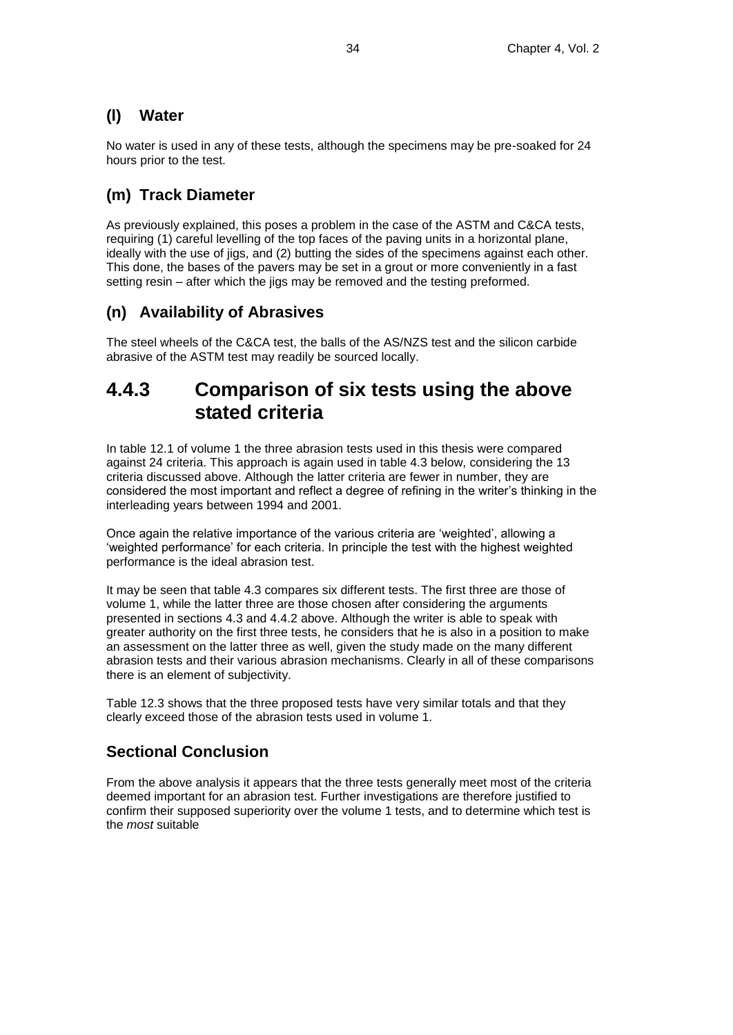## (l) Water

No water is used in any of these tests, although the specimens may be pre-soaked for 24 hours prior to the test.

## (m) Track Diameter

As previously explained, this poses a problem in the case of the ASTM and C&CA tests, requiring (1) careful levelling of the top faces of the paving units in a horizontal plane, ideally with the use of jigs, and (2) butting the sides of the specimens against each other. This done, the bases of the pavers may be set in a grout or more conveniently in a fast setting resin – after which the jigs may be removed and the testing preformed.

## (n) Availability of Abrasives

The steel wheels of the C&CA test, the balls of the AS/NZS test and the silicon carbide abrasive of the ASTM test may readily be sourced locally.

# 4.4.3 Comparison of six tests using the above stated criteria

In table 12.1 of volume 1 the three abrasion tests used in this thesis were compared against 24 criteria. This approach is again used in table 4.3 below, considering the 13 criteria discussed above. Although the latter criteria are fewer in number, they are considered the most important and reflect a degree of refining in the writer's thinking in the interleading years between 1994 and 2001.

Once again the relative importance of the various criteria are 'weighted', allowing a 'weighted performance' for each criteria. In principle the test with the highest weighted performance is the ideal abrasion test.

It may be seen that table 4.3 compares six different tests. The first three are those of volume 1, while the latter three are those chosen after considering the arguments presented in sections 4.3 and 4.4.2 above. Although the writer is able to speak with greater authority on the first three tests, he considers that he is also in a position to make an assessment on the latter three as well, given the study made on the many different abrasion tests and their various abrasion mechanisms. Clearly in all of these comparisons there is an element of subjectivity.

Table 12.3 shows that the three proposed tests have very similar totals and that they clearly exceed those of the abrasion tests used in volume 1.

## Sectional Conclusion

From the above analysis it appears that the three tests generally meet most of the criteria deemed important for an abrasion test. Further investigations are therefore justified to confirm their supposed superiority over the volume 1 tests, and to determine which test is the *most* suitable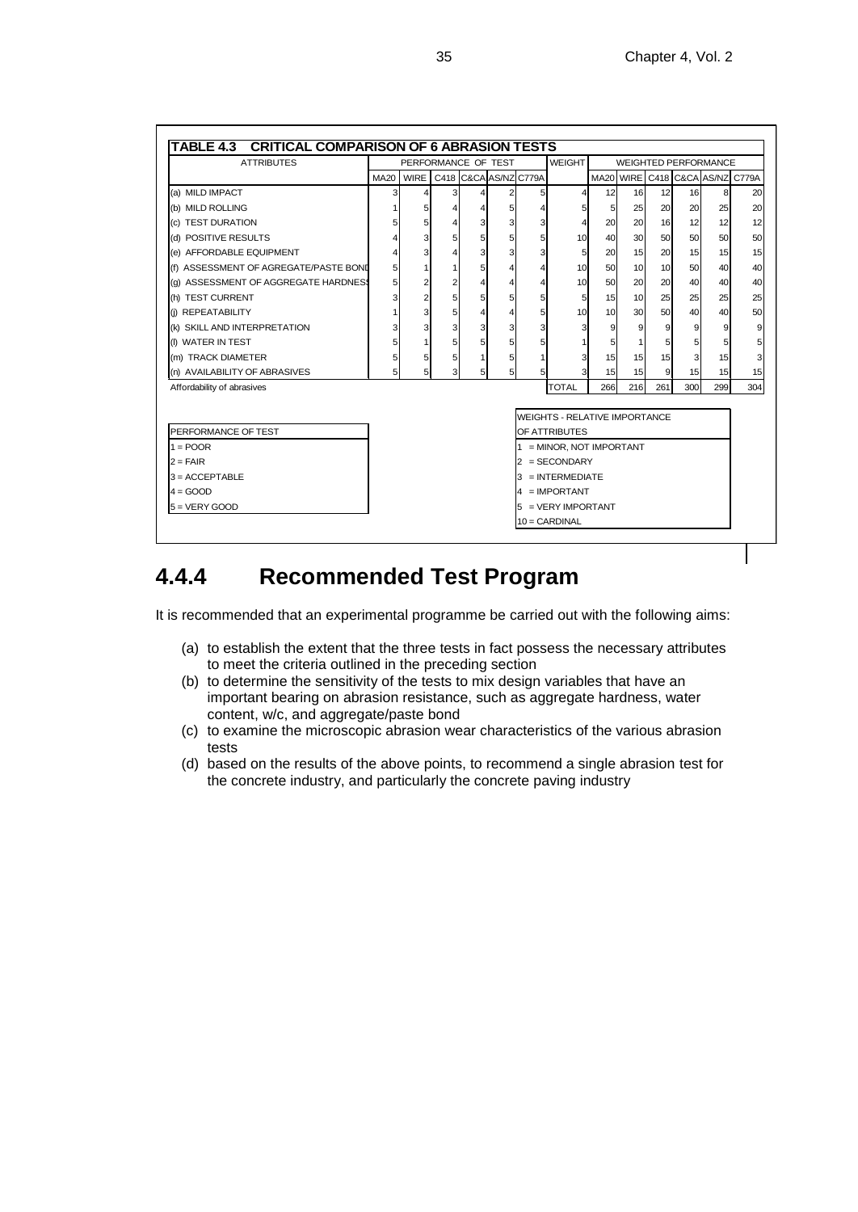**TABLE 4.3 CRITICAL COMPARISON OF 6 ABRASION TESTS**

| ATTRIBUTES | PERFORMANCE OF TEST | | | | | | WEIGHT | WEIGHTED PERFORMANCE | | | | | |
|---|---|---|---|---|---|---|---|---|---|---|---|---|---|
| | MA20 | WIRE | C418 | C&CA | AS/NZ | C779A | | MA20 | WIRE | C418 | C&CA | AS/NZ | C779A |
| (a) MILD IMPACT | 3 | 4 | 3 | 4 | 2 | 5 | 4 | 12 | 16 | 12 | 16 | 8 | 20 |
| (b) MILD ROLLING | 1 | 5 | 4 | 4 | 5 | 4 | 5 | 5 | 25 | 20 | 20 | 25 | 20 |
| (c) TEST DURATION | 5 | 5 | 4 | 3 | 3 | 3 | 4 | 20 | 20 | 16 | 12 | 12 | 12 |
| (d) POSITIVE RESULTS | 4 | 3 | 5 | 5 | 5 | 5 | 10 | 40 | 30 | 50 | 50 | 50 | 50 |
| (e) AFFORDABLE EQUIPMENT | 4 | 3 | 4 | 3 | 3 | 3 | 5 | 20 | 15 | 20 | 15 | 15 | 15 |
| (f) ASSESSMENT OF AGREGATE/PASTE BOND | 5 | 1 | 1 | 5 | 4 | 4 | 10 | 50 | 10 | 10 | 50 | 40 | 40 |
| (g) ASSESSMENT OF AGGREGATE HARDNESS | 5 | 2 | 2 | 4 | 4 | 4 | 10 | 50 | 20 | 20 | 40 | 40 | 40 |
| (h) TEST CURRENT | 3 | 2 | 5 | 5 | 5 | 5 | 5 | 15 | 10 | 25 | 25 | 25 | 25 |
| (j) REPEATABILITY | 1 | 3 | 5 | 4 | 4 | 5 | 10 | 10 | 30 | 50 | 40 | 40 | 50 |
| (k) SKILL AND INTERPRETATION | 3 | 3 | 3 | 3 | 3 | 3 | 3 | 9 | 9 | 9 | 9 | 9 | 9 |
| (l) WATER IN TEST | 5 | 1 | 5 | 5 | 5 | 5 | 1 | 5 | 1 | 5 | 5 | 5 | 5 |
| (m) TRACK DIAMETER | 5 | 5 | 5 | 1 | 5 | 1 | 3 | 15 | 15 | 15 | 3 | 15 | 3 |
| (n) AVAILABILITY OF ABRASIVES | 5 | 5 | 3 | 5 | 5 | 5 | 3 | 15 | 15 | 9 | 15 | 15 | 15 |
| Affordability of abrasives | | | | | | | TOTAL | 266 | 216 | 261 | 300 | 299 | 304 |

| PERFORMANCE OF TEST |
|---|
| 1 = POOR |
| 2 = FAIR |
| 3 = ACCEPTABLE |
| 4 = GOOD |
| 5 = VERY GOOD |

| WEIGHTS - RELATIVE IMPORTANCE OF ATTRIBUTES |
|---|
| 1 = MINOR, NOT IMPORTANT |
| 2 = SECONDARY |
| 3 = INTERMEDIATE |
| 4 = IMPORTANT |
| 5 = VERY IMPORTANT |
| 10 = CARDINAL |

## 4.4.4 Recommended Test Program

It is recommended that an experimental programme be carried out with the following aims:

(a) to establish the extent that the three tests in fact possess the necessary attributes to meet the criteria outlined in the preceding section
(b) to determine the sensitivity of the tests to mix design variables that have an important bearing on abrasion resistance, such as aggregate hardness, water content, w/c, and aggregate/paste bond
(c) to examine the microscopic abrasion wear characteristics of the various abrasion tests
(d) based on the results of the above points, to recommend a single abrasion test for the concrete industry, and particularly the concrete paving industry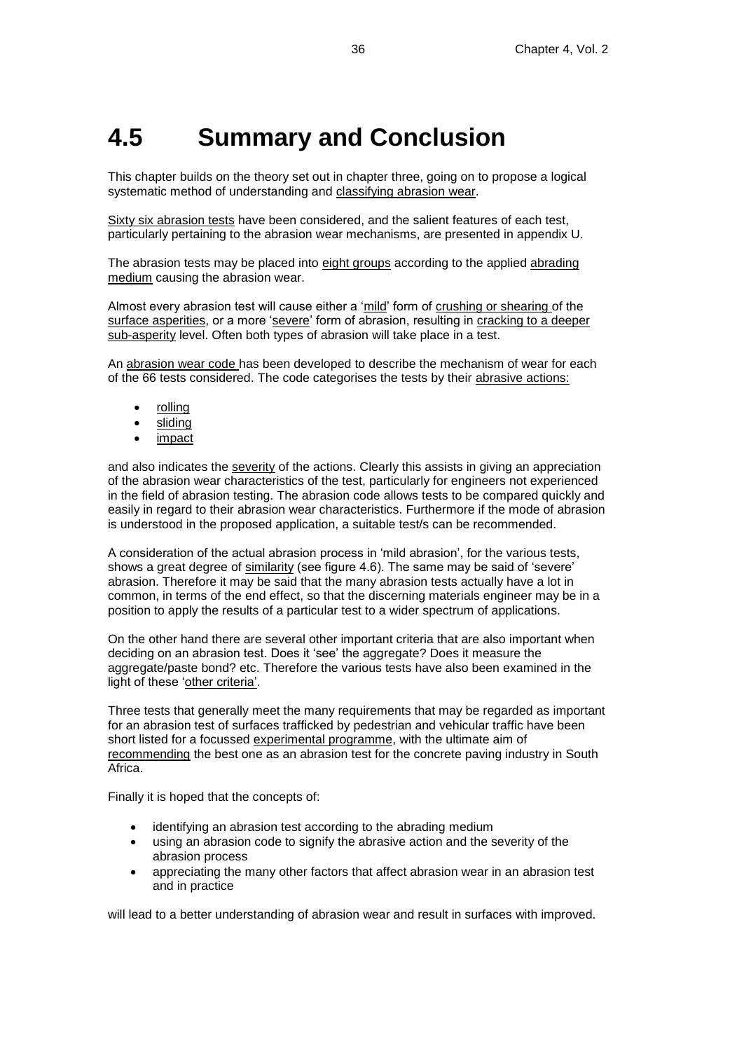# 4.5 Summary and Conclusion

This chapter builds on the theory set out in chapter three, going on to propose a logical systematic method of understanding and classifying abrasion wear.

Sixty six abrasion tests have been considered, and the salient features of each test, particularly pertaining to the abrasion wear mechanisms, are presented in appendix U.

The abrasion tests may be placed into eight groups according to the applied abrading medium causing the abrasion wear.

Almost every abrasion test will cause either a 'mild' form of crushing or shearing of the surface asperities, or a more 'severe' form of abrasion, resulting in cracking to a deeper sub-asperity level. Often both types of abrasion will take place in a test.

An abrasion wear code has been developed to describe the mechanism of wear for each of the 66 tests considered. The code categorises the tests by their abrasive actions:

- rolling
- sliding
- impact

and also indicates the severity of the actions. Clearly this assists in giving an appreciation of the abrasion wear characteristics of the test, particularly for engineers not experienced in the field of abrasion testing. The abrasion code allows tests to be compared quickly and easily in regard to their abrasion wear characteristics. Furthermore if the mode of abrasion is understood in the proposed application, a suitable test/s can be recommended.

A consideration of the actual abrasion process in 'mild abrasion', for the various tests, shows a great degree of similarity (see figure 4.6). The same may be said of 'severe' abrasion. Therefore it may be said that the many abrasion tests actually have a lot in common, in terms of the end effect, so that the discerning materials engineer may be in a position to apply the results of a particular test to a wider spectrum of applications.

On the other hand there are several other important criteria that are also important when deciding on an abrasion test. Does it 'see' the aggregate? Does it measure the aggregate/paste bond? etc. Therefore the various tests have also been examined in the light of these 'other criteria'.

Three tests that generally meet the many requirements that may be regarded as important for an abrasion test of surfaces trafficked by pedestrian and vehicular traffic have been short listed for a focussed experimental programme, with the ultimate aim of recommending the best one as an abrasion test for the concrete paving industry in South Africa.

Finally it is hoped that the concepts of:

- identifying an abrasion test according to the abrading medium
- using an abrasion code to signify the abrasive action and the severity of the abrasion process
- appreciating the many other factors that affect abrasion wear in an abrasion test and in practice

will lead to a better understanding of abrasion wear and result in surfaces with improved.